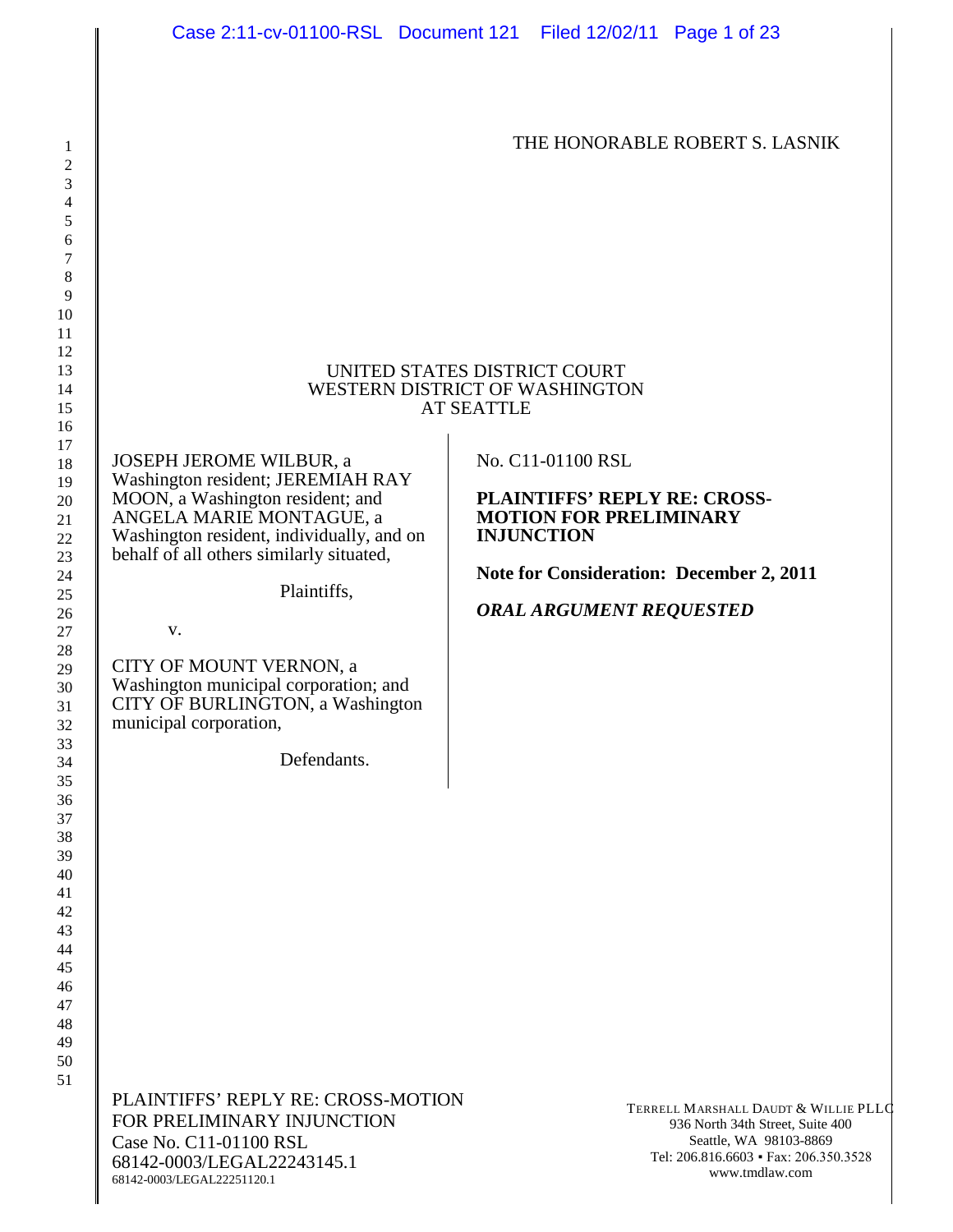THE HONORABLE ROBERT S. LASNIK

UNITED STATES DISTRICT COURT
WESTERN DISTRICT OF WASHINGTON
AT SEATTLE

JOSEPH JEROME WILBUR, a Washington resident; JEREMIAH RAY MOON, a Washington resident; and ANGELA MARIE MONTAGUE, a Washington resident, individually, and on behalf of all others similarly situated,

Plaintiffs,

v.

CITY OF MOUNT VERNON, a Washington municipal corporation; and CITY OF BURLINGTON, a Washington municipal corporation,

Defendants.

No. C11-01100 RSL

**PLAINTIFFS' REPLY RE: CROSS-MOTION FOR PRELIMINARY INJUNCTION**

**Note for Consideration: December 2, 2011**

***ORAL ARGUMENT REQUESTED***

PLAINTIFFS' REPLY RE: CROSS-MOTION FOR PRELIMINARY INJUNCTION
Case No. C11-01100 RSL
68142-0003/LEGAL22243145.1
68142-0003/LEGAL22251120.1

TERRELL MARSHALL DAUDT & WILLIE PLLC
936 North 34th Street, Suite 400
Seattle, WA 98103-8869
Tel: 206.816.6603 • Fax: 206.350.3528
www.tmdlaw.com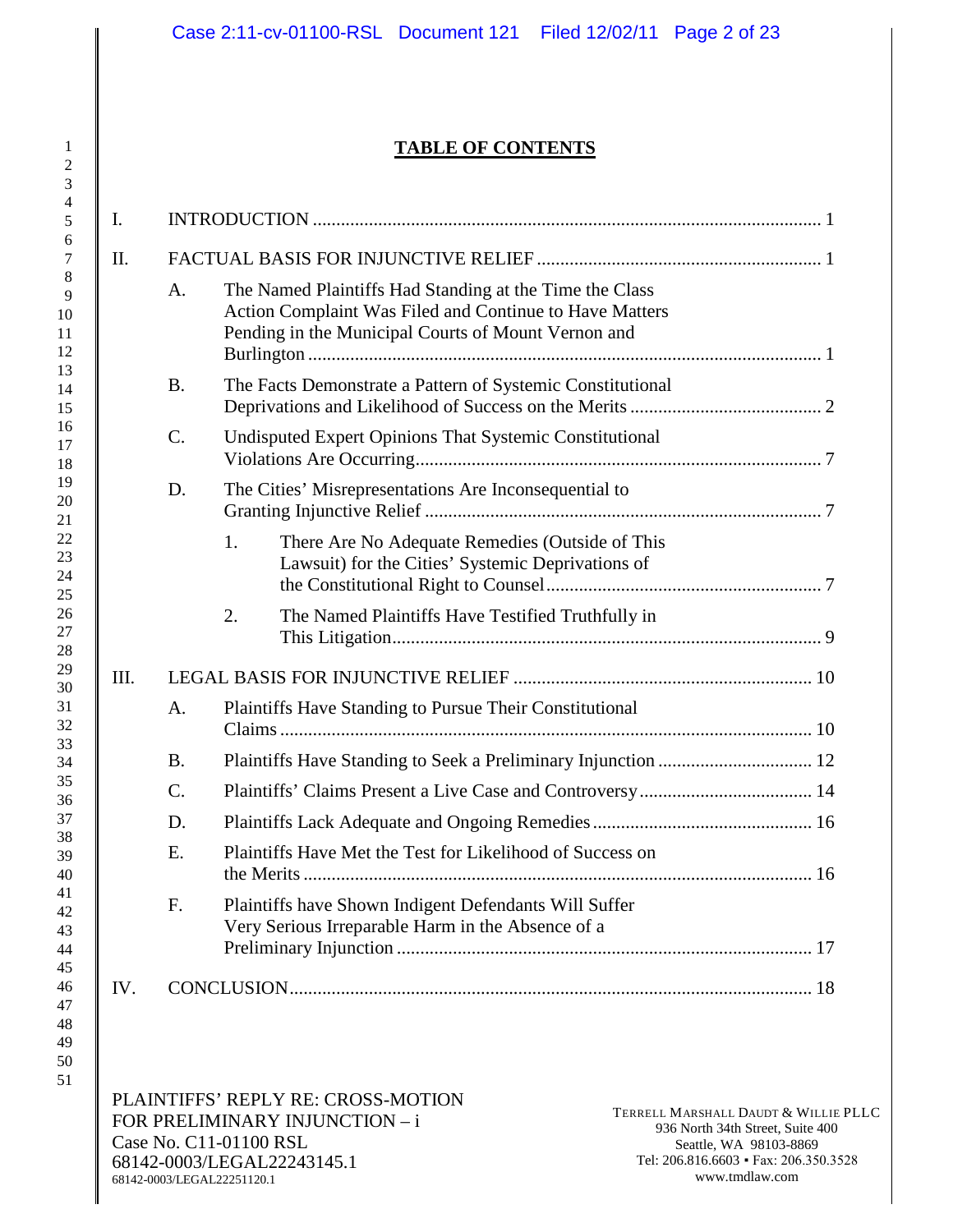## TABLE OF CONTENTS

I. INTRODUCTION ........................................................................................................... 1

II. FACTUAL BASIS FOR INJUNCTIVE RELIEF ............................................................ 1

A. The Named Plaintiffs Had Standing at the Time the Class Action Complaint Was Filed and Continue to Have Matters Pending in the Municipal Courts of Mount Vernon and Burlington ............................................................................................................ 1

B. The Facts Demonstrate a Pattern of Systemic Constitutional Deprivations and Likelihood of Success on the Merits ........................................ 2

C. Undisputed Expert Opinions That Systemic Constitutional Violations Are Occurring...................................................................................... 7

D. The Cities' Misrepresentations Are Inconsequential to Granting Injunctive Relief .................................................................................... 7

1. There Are No Adequate Remedies (Outside of This Lawsuit) for the Cities' Systemic Deprivations of the Constitutional Right to Counsel.......................................................... 7

2. The Named Plaintiffs Have Testified Truthfully in This Litigation........................................................................................... 9

III. LEGAL BASIS FOR INJUNCTIVE RELIEF ............................................................... 10

A. Plaintiffs Have Standing to Pursue Their Constitutional Claims ................................................................................................................ 10

B. Plaintiffs Have Standing to Seek a Preliminary Injunction ................................ 12

C. Plaintiffs' Claims Present a Live Case and Controversy.................................... 14

D. Plaintiffs Lack Adequate and Ongoing Remedies.............................................. 16

E. Plaintiffs Have Met the Test for Likelihood of Success on the Merits ........................................................................................................... 16

F. Plaintiffs have Shown Indigent Defendants Will Suffer Very Serious Irreparable Harm in the Absence of a Preliminary Injunction ....................................................................................... 17

IV. CONCLUSION............................................................................................................... 18

PLAINTIFFS' REPLY RE: CROSS-MOTION FOR PRELIMINARY INJUNCTION – i
Case No. C11-01100 RSL
68142-0003/LEGAL22243145.1
68142-0003/LEGAL22251120.1

TERRELL MARSHALL DAUDT & WILLIE PLLC
936 North 34th Street, Suite 400
Seattle, WA 98103-8869
Tel: 206.816.6603 • Fax: 206.350.3528
www.tmdlaw.com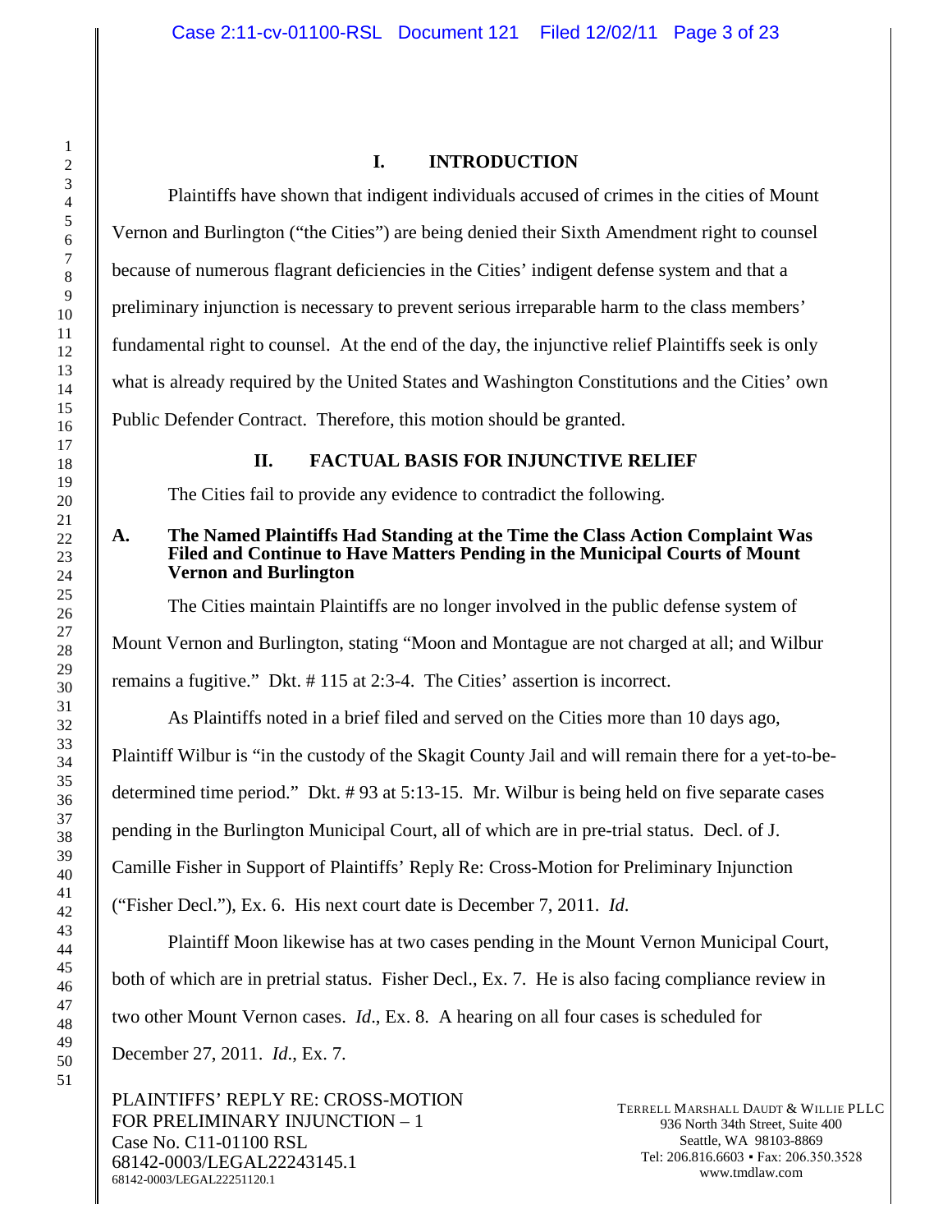## I. INTRODUCTION

Plaintiffs have shown that indigent individuals accused of crimes in the cities of Mount Vernon and Burlington ("the Cities") are being denied their Sixth Amendment right to counsel because of numerous flagrant deficiencies in the Cities' indigent defense system and that a preliminary injunction is necessary to prevent serious irreparable harm to the class members' fundamental right to counsel. At the end of the day, the injunctive relief Plaintiffs seek is only what is already required by the United States and Washington Constitutions and the Cities' own Public Defender Contract. Therefore, this motion should be granted.

## II. FACTUAL BASIS FOR INJUNCTIVE RELIEF

The Cities fail to provide any evidence to contradict the following.

### A. The Named Plaintiffs Had Standing at the Time the Class Action Complaint Was Filed and Continue to Have Matters Pending in the Municipal Courts of Mount Vernon and Burlington

The Cities maintain Plaintiffs are no longer involved in the public defense system of Mount Vernon and Burlington, stating "Moon and Montague are not charged at all; and Wilbur remains a fugitive." Dkt. # 115 at 2:3-4. The Cities' assertion is incorrect.

As Plaintiffs noted in a brief filed and served on the Cities more than 10 days ago, Plaintiff Wilbur is "in the custody of the Skagit County Jail and will remain there for a yet-to-be-determined time period." Dkt. # 93 at 5:13-15. Mr. Wilbur is being held on five separate cases pending in the Burlington Municipal Court, all of which are in pre-trial status. Decl. of J. Camille Fisher in Support of Plaintiffs' Reply Re: Cross-Motion for Preliminary Injunction ("Fisher Decl."), Ex. 6. His next court date is December 7, 2011. *Id*.

Plaintiff Moon likewise has at two cases pending in the Mount Vernon Municipal Court, both of which are in pretrial status. Fisher Decl., Ex. 7. He is also facing compliance review in two other Mount Vernon cases. *Id*., Ex. 8. A hearing on all four cases is scheduled for December 27, 2011. *Id*., Ex. 7.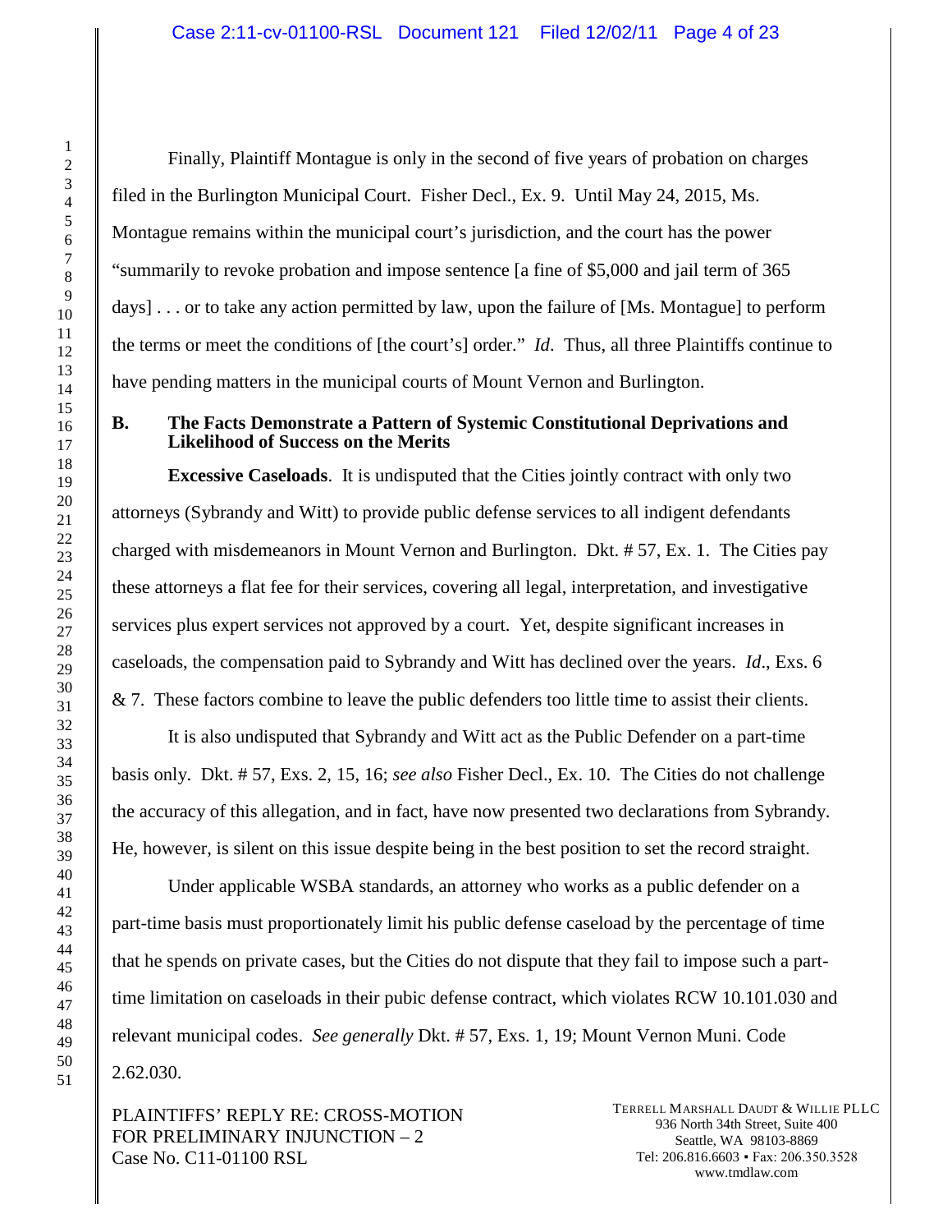Finally, Plaintiff Montague is only in the second of five years of probation on charges filed in the Burlington Municipal Court. Fisher Decl., Ex. 9. Until May 24, 2015, Ms. Montague remains within the municipal court's jurisdiction, and the court has the power "summarily to revoke probation and impose sentence [a fine of $5,000 and jail term of 365 days] . . . or to take any action permitted by law, upon the failure of [Ms. Montague] to perform the terms or meet the conditions of [the court's] order." *Id*. Thus, all three Plaintiffs continue to have pending matters in the municipal courts of Mount Vernon and Burlington.

### B. The Facts Demonstrate a Pattern of Systemic Constitutional Deprivations and Likelihood of Success on the Merits

**Excessive Caseloads**. It is undisputed that the Cities jointly contract with only two attorneys (Sybrandy and Witt) to provide public defense services to all indigent defendants charged with misdemeanors in Mount Vernon and Burlington. Dkt. # 57, Ex. 1. The Cities pay these attorneys a flat fee for their services, covering all legal, interpretation, and investigative services plus expert services not approved by a court. Yet, despite significant increases in caseloads, the compensation paid to Sybrandy and Witt has declined over the years. *Id*., Exs. 6 & 7. These factors combine to leave the public defenders too little time to assist their clients.

It is also undisputed that Sybrandy and Witt act as the Public Defender on a part-time basis only. Dkt. # 57, Exs. 2, 15, 16; *see also* Fisher Decl., Ex. 10. The Cities do not challenge the accuracy of this allegation, and in fact, have now presented two declarations from Sybrandy. He, however, is silent on this issue despite being in the best position to set the record straight.

Under applicable WSBA standards, an attorney who works as a public defender on a part-time basis must proportionately limit his public defense caseload by the percentage of time that he spends on private cases, but the Cities do not dispute that they fail to impose such a part-time limitation on caseloads in their pubic defense contract, which violates RCW 10.101.030 and relevant municipal codes. *See generally* Dkt. # 57, Exs. 1, 19; Mount Vernon Muni. Code 2.62.030.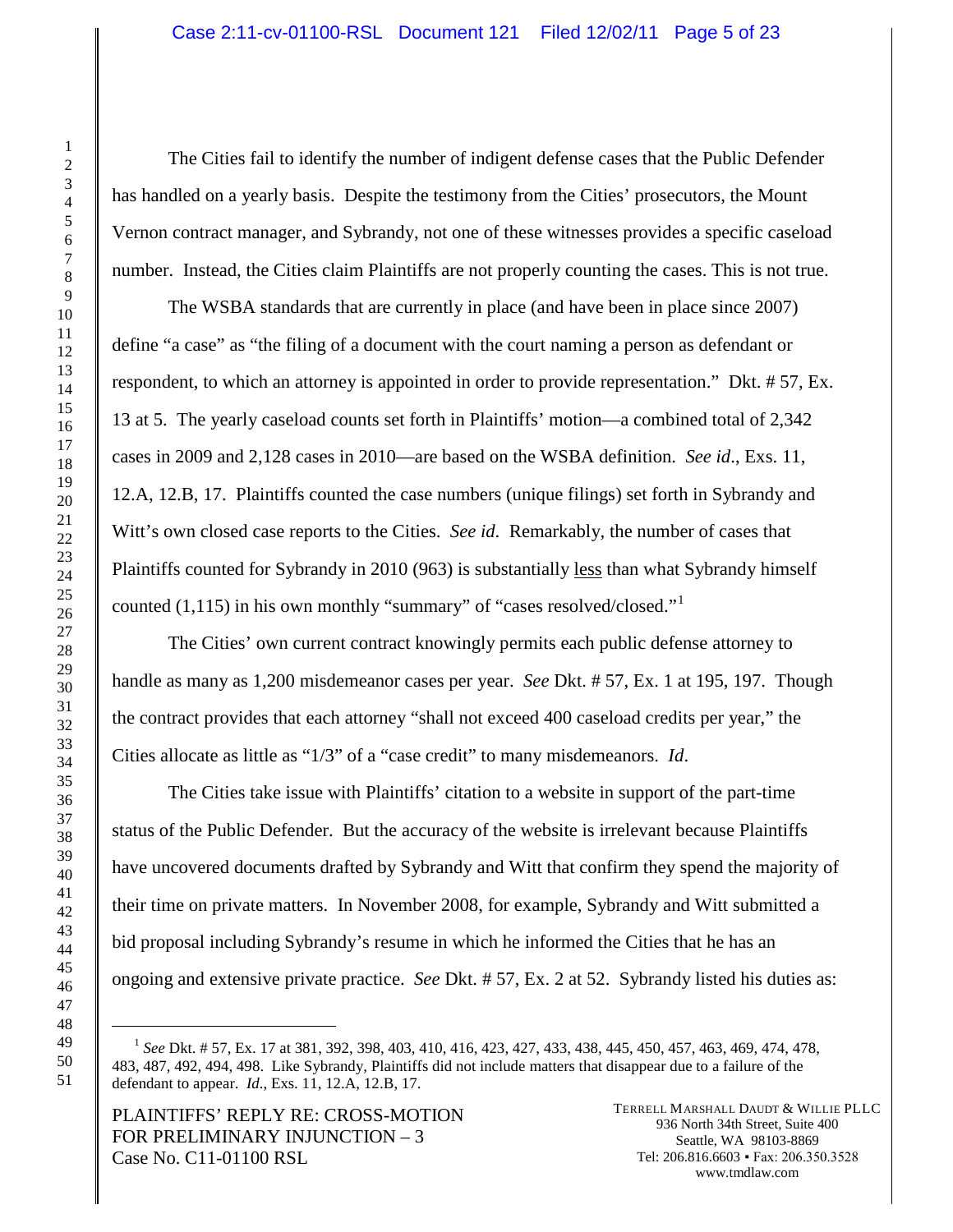The Cities fail to identify the number of indigent defense cases that the Public Defender has handled on a yearly basis. Despite the testimony from the Cities' prosecutors, the Mount Vernon contract manager, and Sybrandy, not one of these witnesses provides a specific caseload number. Instead, the Cities claim Plaintiffs are not properly counting the cases. This is not true.

The WSBA standards that are currently in place (and have been in place since 2007) define "a case" as "the filing of a document with the court naming a person as defendant or respondent, to which an attorney is appointed in order to provide representation." Dkt. # 57, Ex. 13 at 5. The yearly caseload counts set forth in Plaintiffs' motion—a combined total of 2,342 cases in 2009 and 2,128 cases in 2010—are based on the WSBA definition. *See id*., Exs. 11, 12.A, 12.B, 17. Plaintiffs counted the case numbers (unique filings) set forth in Sybrandy and Witt's own closed case reports to the Cities. *See id.* Remarkably, the number of cases that Plaintiffs counted for Sybrandy in 2010 (963) is substantially <u>less</u> than what Sybrandy himself counted (1,115) in his own monthly "summary" of "cases resolved/closed."[1]

The Cities' own current contract knowingly permits each public defense attorney to handle as many as 1,200 misdemeanor cases per year. *See* Dkt. # 57, Ex. 1 at 195, 197. Though the contract provides that each attorney "shall not exceed 400 caseload credits per year," the Cities allocate as little as "1/3" of a "case credit" to many misdemeanors. *Id*.

The Cities take issue with Plaintiffs' citation to a website in support of the part-time status of the Public Defender. But the accuracy of the website is irrelevant because Plaintiffs have uncovered documents drafted by Sybrandy and Witt that confirm they spend the majority of their time on private matters. In November 2008, for example, Sybrandy and Witt submitted a bid proposal including Sybrandy's resume in which he informed the Cities that he has an ongoing and extensive private practice. *See* Dkt. # 57, Ex. 2 at 52. Sybrandy listed his duties as:

---

[1] *See* Dkt. # 57, Ex. 17 at 381, 392, 398, 403, 410, 416, 423, 427, 433, 438, 445, 450, 457, 463, 469, 474, 478, 483, 487, 492, 494, 498. Like Sybrandy, Plaintiffs did not include matters that disappear due to a failure of the defendant to appear. *Id*., Exs. 11, 12.A, 12.B, 17.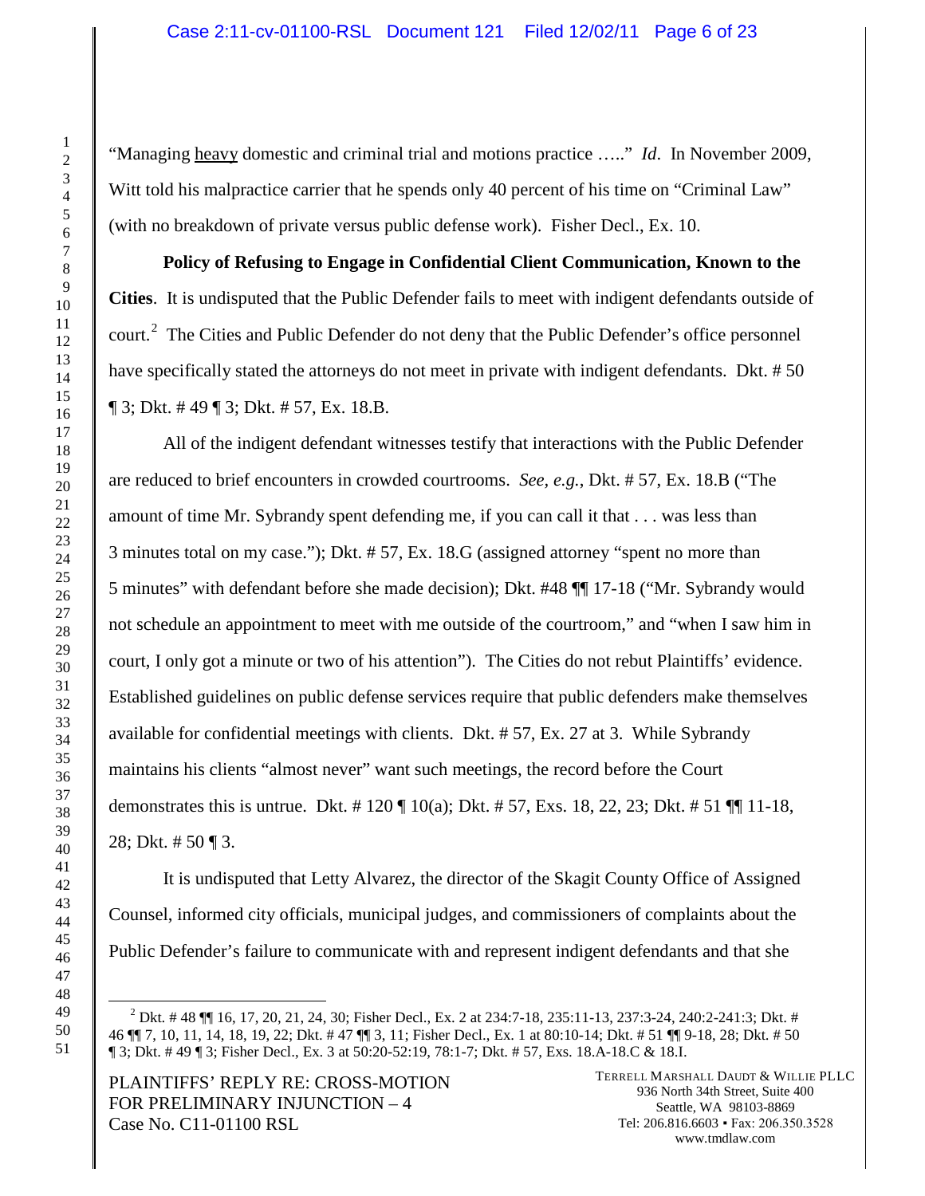"Managing <u>heavy</u> domestic and criminal trial and motions practice ….." *Id*. In November 2009, Witt told his malpractice carrier that he spends only 40 percent of his time on "Criminal Law" (with no breakdown of private versus public defense work). Fisher Decl., Ex. 10.

**Policy of Refusing to Engage in Confidential Client Communication, Known to the Cities**. It is undisputed that the Public Defender fails to meet with indigent defendants outside of court.[2] The Cities and Public Defender do not deny that the Public Defender's office personnel have specifically stated the attorneys do not meet in private with indigent defendants. Dkt. # 50 ¶ 3; Dkt. # 49 ¶ 3; Dkt. # 57, Ex. 18.B.

All of the indigent defendant witnesses testify that interactions with the Public Defender are reduced to brief encounters in crowded courtrooms. *See, e.g.*, Dkt. # 57, Ex. 18.B ("The amount of time Mr. Sybrandy spent defending me, if you can call it that . . . was less than 3 minutes total on my case."); Dkt. # 57, Ex. 18.G (assigned attorney "spent no more than 5 minutes" with defendant before she made decision); Dkt. #48 ¶¶ 17-18 ("Mr. Sybrandy would not schedule an appointment to meet with me outside of the courtroom," and "when I saw him in court, I only got a minute or two of his attention"). The Cities do not rebut Plaintiffs' evidence. Established guidelines on public defense services require that public defenders make themselves available for confidential meetings with clients. Dkt. # 57, Ex. 27 at 3. While Sybrandy maintains his clients "almost never" want such meetings, the record before the Court demonstrates this is untrue. Dkt. # 120 ¶ 10(a); Dkt. # 57, Exs. 18, 22, 23; Dkt. # 51 ¶¶ 11-18, 28; Dkt. # 50 ¶ 3.

It is undisputed that Letty Alvarez, the director of the Skagit County Office of Assigned Counsel, informed city officials, municipal judges, and commissioners of complaints about the Public Defender's failure to communicate with and represent indigent defendants and that she

---

[2] Dkt. # 48 ¶¶ 16, 17, 20, 21, 24, 30; Fisher Decl., Ex. 2 at 234:7-18, 235:11-13, 237:3-24, 240:2-241:3; Dkt. # 46 ¶¶ 7, 10, 11, 14, 18, 19, 22; Dkt. # 47 ¶¶ 3, 11; Fisher Decl., Ex. 1 at 80:10-14; Dkt. # 51 ¶¶ 9-18, 28; Dkt. # 50 ¶ 3; Dkt. # 49 ¶ 3; Fisher Decl., Ex. 3 at 50:20-52:19, 78:1-7; Dkt. # 57, Exs. 18.A-18.C & 18.I.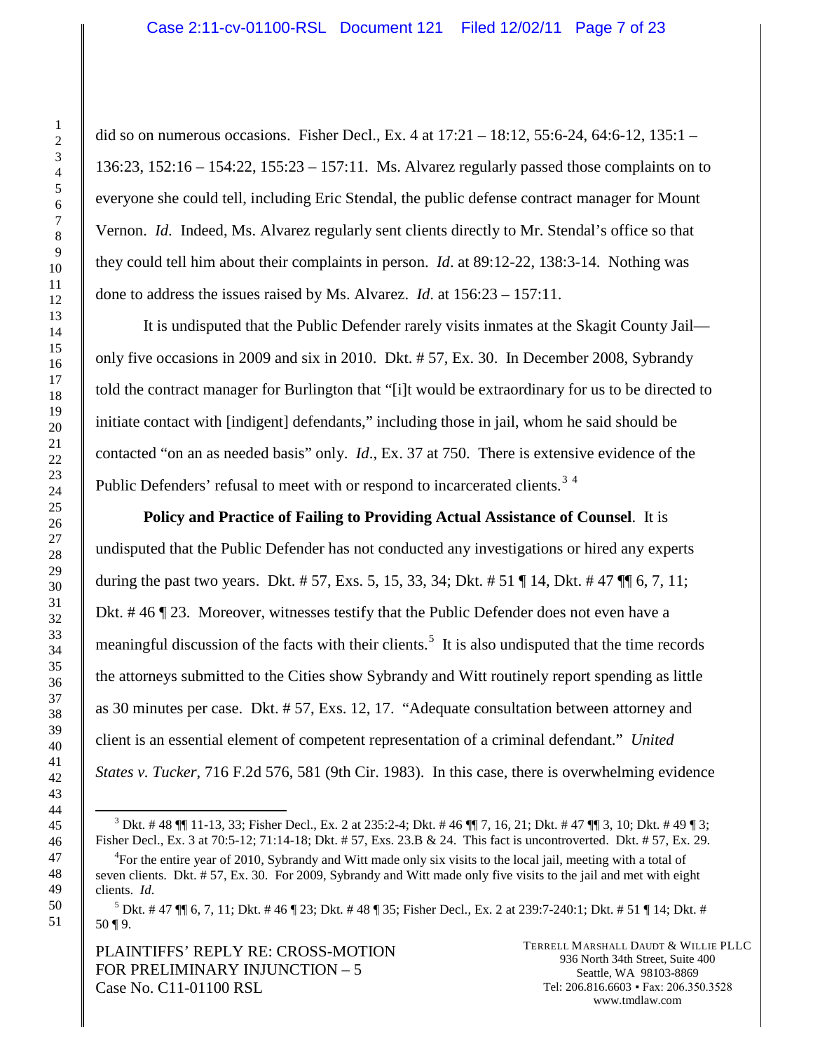did so on numerous occasions. Fisher Decl., Ex. 4 at 17:21 – 18:12, 55:6-24, 64:6-12, 135:1 – 136:23, 152:16 – 154:22, 155:23 – 157:11. Ms. Alvarez regularly passed those complaints on to everyone she could tell, including Eric Stendal, the public defense contract manager for Mount Vernon. *Id.* Indeed, Ms. Alvarez regularly sent clients directly to Mr. Stendal's office so that they could tell him about their complaints in person. *Id*. at 89:12-22, 138:3-14. Nothing was done to address the issues raised by Ms. Alvarez. *Id.* at 156:23 – 157:11.

It is undisputed that the Public Defender rarely visits inmates at the Skagit County Jail—only five occasions in 2009 and six in 2010. Dkt. # 57, Ex. 30. In December 2008, Sybrandy told the contract manager for Burlington that "[i]t would be extraordinary for us to be directed to initiate contact with [indigent] defendants," including those in jail, whom he said should be contacted "on an as needed basis" only. *Id*., Ex. 37 at 750. There is extensive evidence of the Public Defenders' refusal to meet with or respond to incarcerated clients.[3] [4]

**Policy and Practice of Failing to Providing Actual Assistance of Counsel**. It is undisputed that the Public Defender has not conducted any investigations or hired any experts during the past two years. Dkt. # 57, Exs. 5, 15, 33, 34; Dkt. # 51 ¶ 14, Dkt. # 47 ¶¶ 6, 7, 11; Dkt. # 46 ¶ 23. Moreover, witnesses testify that the Public Defender does not even have a meaningful discussion of the facts with their clients.[5] It is also undisputed that the time records the attorneys submitted to the Cities show Sybrandy and Witt routinely report spending as little as 30 minutes per case. Dkt. # 57, Exs. 12, 17. "Adequate consultation between attorney and client is an essential element of competent representation of a criminal defendant." *United States v. Tucker*, 716 F.2d 576, 581 (9th Cir. 1983). In this case, there is overwhelming evidence

---

[3] Dkt. # 48 ¶¶ 11-13, 33; Fisher Decl., Ex. 2 at 235:2-4; Dkt. # 46 ¶¶ 7, 16, 21; Dkt. # 47 ¶¶ 3, 10; Dkt. # 49 ¶ 3; Fisher Decl., Ex. 3 at 70:5-12; 71:14-18; Dkt. # 57, Exs. 23.B & 24. This fact is uncontroverted. Dkt. # 57, Ex. 29.

[4] For the entire year of 2010, Sybrandy and Witt made only six visits to the local jail, meeting with a total of seven clients. Dkt. # 57, Ex. 30. For 2009, Sybrandy and Witt made only five visits to the jail and met with eight clients. *Id*.

[5] Dkt. # 47 ¶¶ 6, 7, 11; Dkt. # 46 ¶ 23; Dkt. # 48 ¶ 35; Fisher Decl., Ex. 2 at 239:7-240:1; Dkt. # 51 ¶ 14; Dkt. # 50 ¶ 9.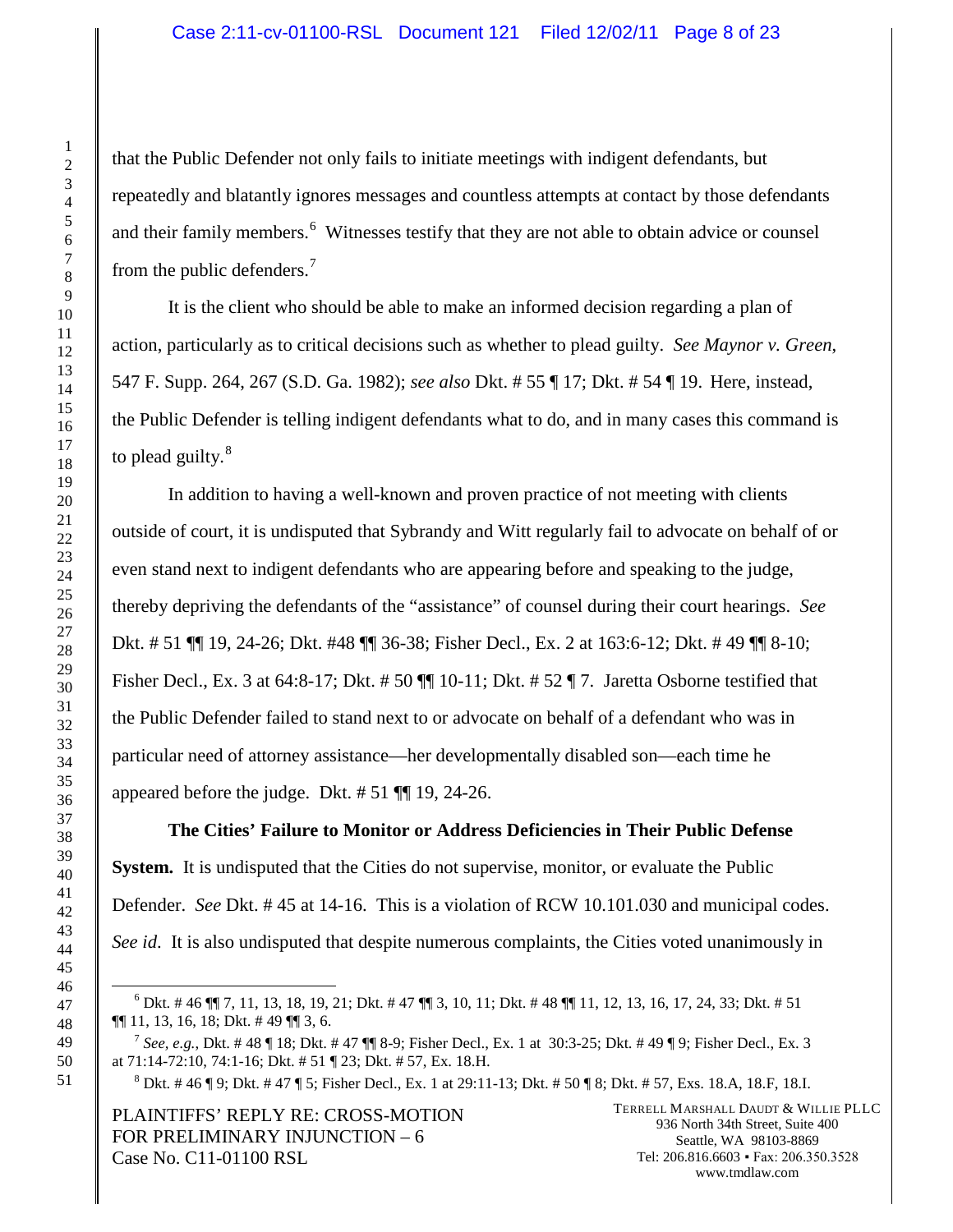that the Public Defender not only fails to initiate meetings with indigent defendants, but repeatedly and blatantly ignores messages and countless attempts at contact by those defendants and their family members.[6] Witnesses testify that they are not able to obtain advice or counsel from the public defenders.[7]

It is the client who should be able to make an informed decision regarding a plan of action, particularly as to critical decisions such as whether to plead guilty. *See Maynor v. Green*, 547 F. Supp. 264, 267 (S.D. Ga. 1982); *see also* Dkt. # 55 ¶ 17; Dkt. # 54 ¶ 19. Here, instead, the Public Defender is telling indigent defendants what to do, and in many cases this command is to plead guilty.[8]

In addition to having a well-known and proven practice of not meeting with clients outside of court, it is undisputed that Sybrandy and Witt regularly fail to advocate on behalf of or even stand next to indigent defendants who are appearing before and speaking to the judge, thereby depriving the defendants of the "assistance" of counsel during their court hearings. *See* Dkt. # 51 ¶¶ 19, 24-26; Dkt. #48 ¶¶ 36-38; Fisher Decl., Ex. 2 at 163:6-12; Dkt. # 49 ¶¶ 8-10; Fisher Decl., Ex. 3 at 64:8-17; Dkt. # 50 ¶¶ 10-11; Dkt. # 52 ¶ 7. Jaretta Osborne testified that the Public Defender failed to stand next to or advocate on behalf of a defendant who was in particular need of attorney assistance—her developmentally disabled son—each time he appeared before the judge. Dkt. # 51 ¶¶ 19, 24-26.

**The Cities' Failure to Monitor or Address Deficiencies in Their Public Defense System.** It is undisputed that the Cities do not supervise, monitor, or evaluate the Public Defender. *See* Dkt. # 45 at 14-16. This is a violation of RCW 10.101.030 and municipal codes. *See id*. It is also undisputed that despite numerous complaints, the Cities voted unanimously in

---

[6] Dkt. # 46 ¶¶ 7, 11, 13, 18, 19, 21; Dkt. # 47 ¶¶ 3, 10, 11; Dkt. # 48 ¶¶ 11, 12, 13, 16, 17, 24, 33; Dkt. # 51 ¶¶ 11, 13, 16, 18; Dkt. # 49 ¶¶ 3, 6.

[7] *See, e.g.*, Dkt. # 48 ¶ 18; Dkt. # 47 ¶¶ 8-9; Fisher Decl., Ex. 1 at 30:3-25; Dkt. # 49 ¶ 9; Fisher Decl., Ex. 3 at 71:14-72:10, 74:1-16; Dkt. # 51 ¶ 23; Dkt. # 57, Ex. 18.H.

[8] Dkt. # 46 ¶ 9; Dkt. # 47 ¶ 5; Fisher Decl., Ex. 1 at 29:11-13; Dkt. # 50 ¶ 8; Dkt. # 57, Exs. 18.A, 18.F, 18.I.

PLAINTIFFS' REPLY RE: CROSS-MOTION FOR PRELIMINARY INJUNCTION – 6
Case No. C11-01100 RSL

TERRELL MARSHALL DAUDT & WILLIE PLLC
936 North 34th Street, Suite 400
Seattle, WA 98103-8869
Tel: 206.816.6603 ▪ Fax: 206.350.3528
www.tmdlaw.com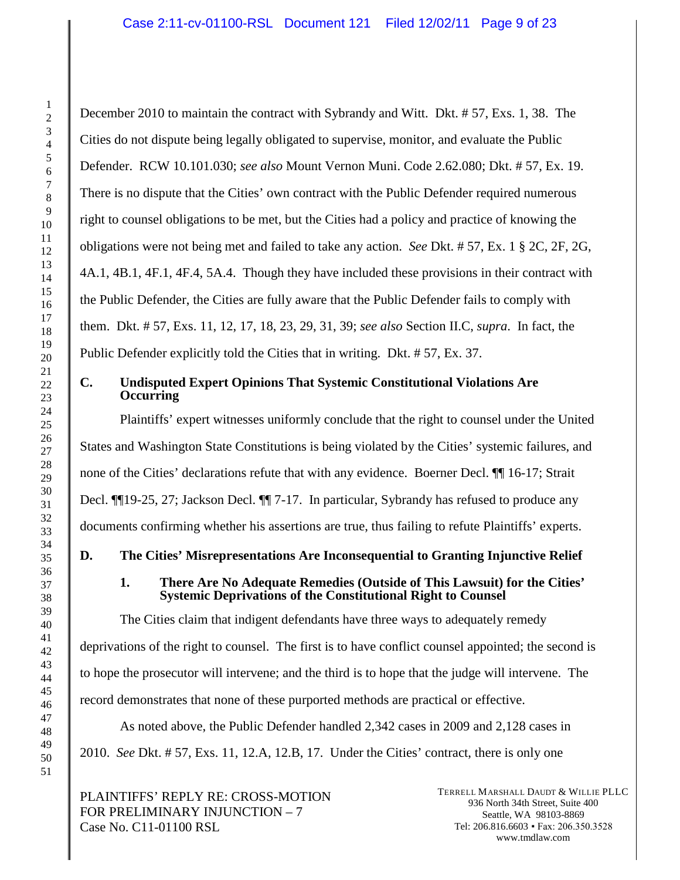December 2010 to maintain the contract with Sybrandy and Witt. Dkt. # 57, Exs. 1, 38. The Cities do not dispute being legally obligated to supervise, monitor, and evaluate the Public Defender. RCW 10.101.030; *see also* Mount Vernon Muni. Code 2.62.080; Dkt. # 57, Ex. 19. There is no dispute that the Cities' own contract with the Public Defender required numerous right to counsel obligations to be met, but the Cities had a policy and practice of knowing the obligations were not being met and failed to take any action. *See* Dkt. # 57, Ex. 1 § 2C, 2F, 2G, 4A.1, 4B.1, 4F.1, 4F.4, 5A.4. Though they have included these provisions in their contract with the Public Defender, the Cities are fully aware that the Public Defender fails to comply with them. Dkt. # 57, Exs. 11, 12, 17, 18, 23, 29, 31, 39; *see also* Section II.C, *supra*. In fact, the Public Defender explicitly told the Cities that in writing. Dkt. # 57, Ex. 37.

### C. Undisputed Expert Opinions That Systemic Constitutional Violations Are Occurring

Plaintiffs' expert witnesses uniformly conclude that the right to counsel under the United States and Washington State Constitutions is being violated by the Cities' systemic failures, and none of the Cities' declarations refute that with any evidence. Boerner Decl. ¶¶ 16-17; Strait Decl. ¶¶19-25, 27; Jackson Decl. ¶¶ 7-17. In particular, Sybrandy has refused to produce any documents confirming whether his assertions are true, thus failing to refute Plaintiffs' experts.

### D. The Cities' Misrepresentations Are Inconsequential to Granting Injunctive Relief

#### 1. There Are No Adequate Remedies (Outside of This Lawsuit) for the Cities' Systemic Deprivations of the Constitutional Right to Counsel

The Cities claim that indigent defendants have three ways to adequately remedy deprivations of the right to counsel. The first is to have conflict counsel appointed; the second is to hope the prosecutor will intervene; and the third is to hope that the judge will intervene. The record demonstrates that none of these purported methods are practical or effective.

As noted above, the Public Defender handled 2,342 cases in 2009 and 2,128 cases in 2010. *See* Dkt. # 57, Exs. 11, 12.A, 12.B, 17. Under the Cities' contract, there is only one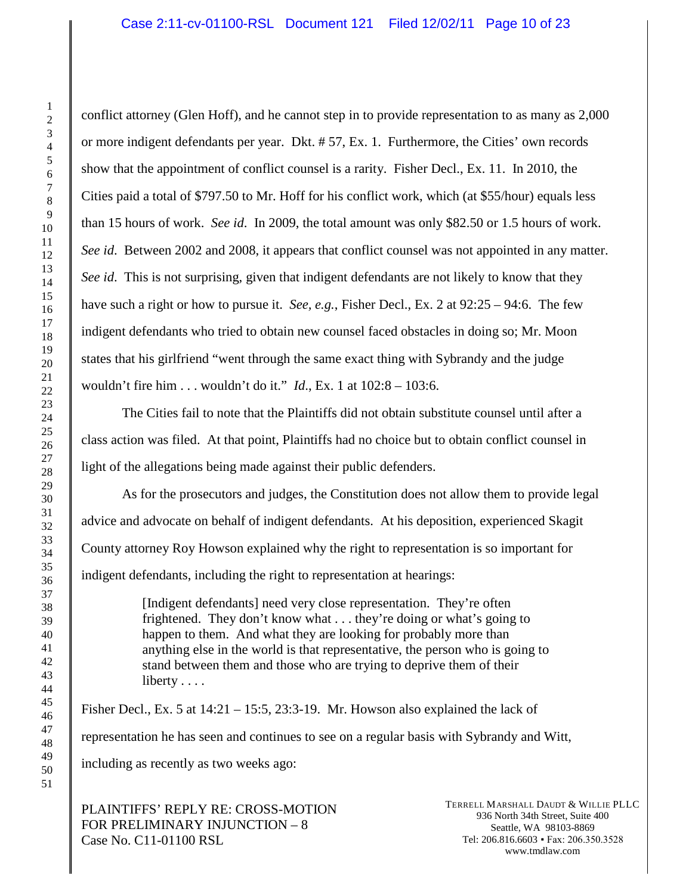conflict attorney (Glen Hoff), and he cannot step in to provide representation to as many as 2,000 or more indigent defendants per year. Dkt. # 57, Ex. 1. Furthermore, the Cities' own records show that the appointment of conflict counsel is a rarity. Fisher Decl., Ex. 11. In 2010, the Cities paid a total of $797.50 to Mr. Hoff for his conflict work, which (at $55/hour) equals less than 15 hours of work. *See id.* In 2009, the total amount was only $82.50 or 1.5 hours of work. *See id.* Between 2002 and 2008, it appears that conflict counsel was not appointed in any matter. *See id.* This is not surprising, given that indigent defendants are not likely to know that they have such a right or how to pursue it. *See, e.g.*, Fisher Decl., Ex. 2 at 92:25 – 94:6. The few indigent defendants who tried to obtain new counsel faced obstacles in doing so; Mr. Moon states that his girlfriend "went through the same exact thing with Sybrandy and the judge wouldn't fire him . . . wouldn't do it." *Id.*, Ex. 1 at 102:8 – 103:6.

The Cities fail to note that the Plaintiffs did not obtain substitute counsel until after a class action was filed. At that point, Plaintiffs had no choice but to obtain conflict counsel in light of the allegations being made against their public defenders.

As for the prosecutors and judges, the Constitution does not allow them to provide legal advice and advocate on behalf of indigent defendants. At his deposition, experienced Skagit County attorney Roy Howson explained why the right to representation is so important for indigent defendants, including the right to representation at hearings:

> [Indigent defendants] need very close representation. They're often frightened. They don't know what . . . they're doing or what's going to happen to them. And what they are looking for probably more than anything else in the world is that representative, the person who is going to stand between them and those who are trying to deprive them of their liberty . . . .

Fisher Decl., Ex. 5 at 14:21 – 15:5, 23:3-19. Mr. Howson also explained the lack of representation he has seen and continues to see on a regular basis with Sybrandy and Witt, including as recently as two weeks ago:

PLAINTIFFS' REPLY RE: CROSS-MOTION FOR PRELIMINARY INJUNCTION – 8
Case No. C11-01100 RSL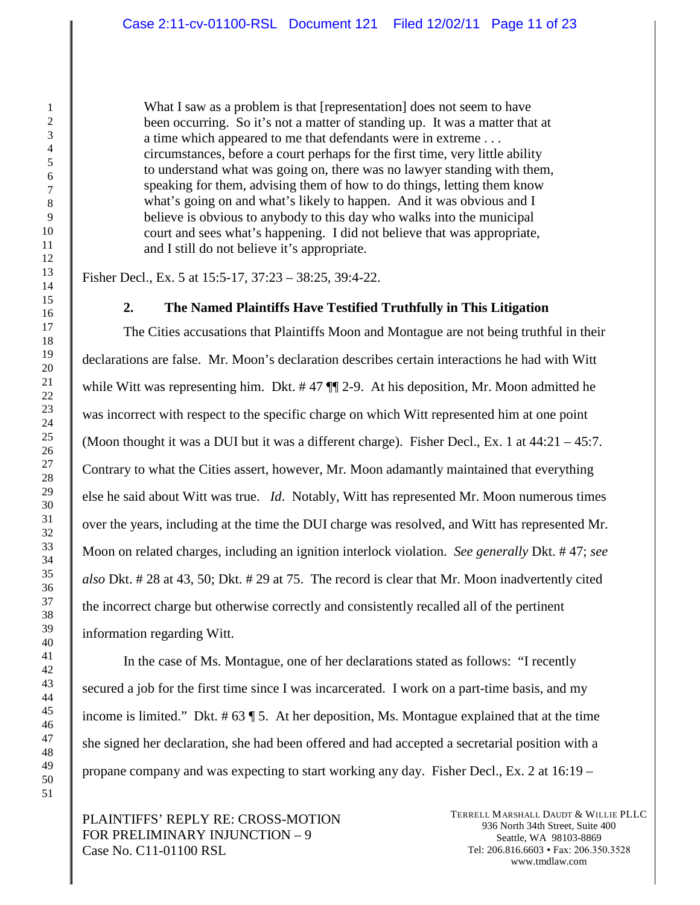> What I saw as a problem is that [representation] does not seem to have been occurring. So it's not a matter of standing up. It was a matter that at a time which appeared to me that defendants were in extreme . . . circumstances, before a court perhaps for the first time, very little ability to understand what was going on, there was no lawyer standing with them, speaking for them, advising them of how to do things, letting them know what's going on and what's likely to happen. And it was obvious and I believe is obvious to anybody to this day who walks into the municipal court and sees what's happening. I did not believe that was appropriate, and I still do not believe it's appropriate.

Fisher Decl., Ex. 5 at 15:5-17, 37:23 – 38:25, 39:4-22.

### 2. The Named Plaintiffs Have Testified Truthfully in This Litigation

The Cities accusations that Plaintiffs Moon and Montague are not being truthful in their declarations are false. Mr. Moon's declaration describes certain interactions he had with Witt while Witt was representing him. Dkt. # 47 ¶¶ 2-9. At his deposition, Mr. Moon admitted he was incorrect with respect to the specific charge on which Witt represented him at one point (Moon thought it was a DUI but it was a different charge). Fisher Decl., Ex. 1 at 44:21 – 45:7. Contrary to what the Cities assert, however, Mr. Moon adamantly maintained that everything else he said about Witt was true. *Id*. Notably, Witt has represented Mr. Moon numerous times over the years, including at the time the DUI charge was resolved, and Witt has represented Mr. Moon on related charges, including an ignition interlock violation. *See generally* Dkt. # 47; *see also* Dkt. # 28 at 43, 50; Dkt. # 29 at 75. The record is clear that Mr. Moon inadvertently cited the incorrect charge but otherwise correctly and consistently recalled all of the pertinent information regarding Witt.

In the case of Ms. Montague, one of her declarations stated as follows: "I recently secured a job for the first time since I was incarcerated. I work on a part-time basis, and my income is limited." Dkt. # 63 ¶ 5. At her deposition, Ms. Montague explained that at the time she signed her declaration, she had been offered and had accepted a secretarial position with a propane company and was expecting to start working any day. Fisher Decl., Ex. 2 at 16:19 –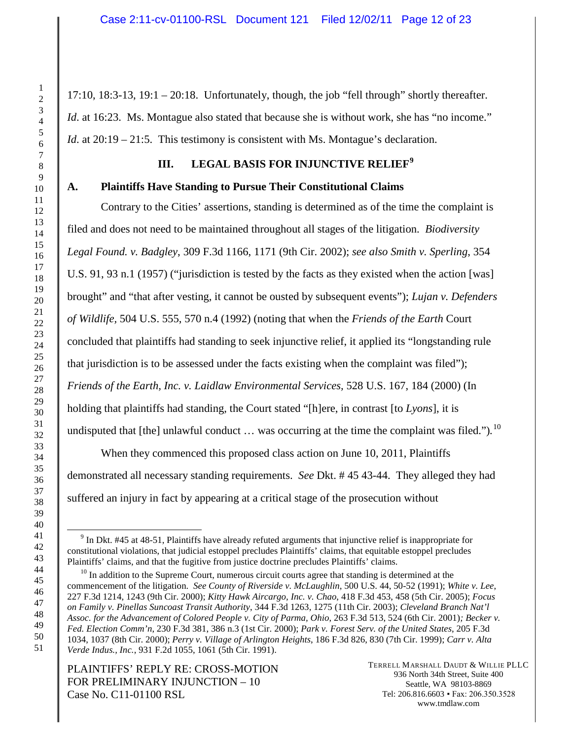17:10, 18:3-13, 19:1 – 20:18. Unfortunately, though, the job "fell through" shortly thereafter. *Id.* at 16:23. Ms. Montague also stated that because she is without work, she has "no income." *Id.* at 20:19 – 21:5. This testimony is consistent with Ms. Montague's declaration.

## III. LEGAL BASIS FOR INJUNCTIVE RELIEF[9]

### A. Plaintiffs Have Standing to Pursue Their Constitutional Claims

Contrary to the Cities' assertions, standing is determined as of the time the complaint is filed and does not need to be maintained throughout all stages of the litigation. *Biodiversity Legal Found. v. Badgley*, 309 F.3d 1166, 1171 (9th Cir. 2002); *see also Smith v. Sperling*, 354 U.S. 91, 93 n.1 (1957) ("jurisdiction is tested by the facts as they existed when the action [was] brought" and "that after vesting, it cannot be ousted by subsequent events"); *Lujan v. Defenders of Wildlife*, 504 U.S. 555, 570 n.4 (1992) (noting that when the *Friends of the Earth* Court concluded that plaintiffs had standing to seek injunctive relief, it applied its "longstanding rule that jurisdiction is to be assessed under the facts existing when the complaint was filed"); *Friends of the Earth, Inc. v. Laidlaw Environmental Services,* 528 U.S. 167, 184 (2000) (In holding that plaintiffs had standing, the Court stated "[h]ere, in contrast [to *Lyons*], it is undisputed that [the] unlawful conduct … was occurring at the time the complaint was filed.").[10]

When they commenced this proposed class action on June 10, 2011, Plaintiffs demonstrated all necessary standing requirements. *See* Dkt. # 45 43-44. They alleged they had suffered an injury in fact by appearing at a critical stage of the prosecution without

---

[9] In Dkt. #45 at 48-51, Plaintiffs have already refuted arguments that injunctive relief is inappropriate for constitutional violations, that judicial estoppel precludes Plaintiffs' claims, that equitable estoppel precludes Plaintiffs' claims, and that the fugitive from justice doctrine precludes Plaintiffs' claims.

[10] In addition to the Supreme Court, numerous circuit courts agree that standing is determined at the commencement of the litigation. *See County of Riverside v. McLaughlin*, 500 U.S. 44, 50-52 (1991); *White v. Lee*, 227 F.3d 1214, 1243 (9th Cir. 2000); *Kitty Hawk Aircargo, Inc. v. Chao*, 418 F.3d 453, 458 (5th Cir. 2005); *Focus on Family v. Pinellas Suncoast Transit Authority*, 344 F.3d 1263, 1275 (11th Cir. 2003); *Cleveland Branch Nat'l Assoc. for the Advancement of Colored People v. City of Parma, Ohio*, 263 F.3d 513, 524 (6th Cir. 2001)*; Becker v. Fed. Election Comm'n*, 230 F.3d 381, 386 n.3 (1st Cir. 2000); *Park v. Forest Serv. of the United States*, 205 F.3d 1034, 1037 (8th Cir. 2000); *Perry v. Village of Arlington Heights*, 186 F.3d 826, 830 (7th Cir. 1999); *Carr v. Alta Verde Indus., Inc.*, 931 F.2d 1055, 1061 (5th Cir. 1991).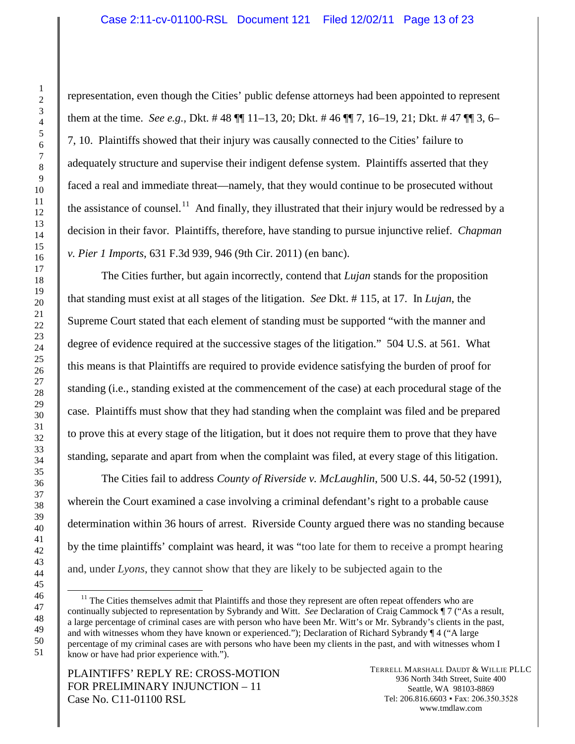representation, even though the Cities' public defense attorneys had been appointed to represent them at the time. *See e.g.*, Dkt. # 48 ¶¶ 11–13, 20; Dkt. # 46 ¶¶ 7, 16–19, 21; Dkt. # 47 ¶¶ 3, 6–7, 10. Plaintiffs showed that their injury was causally connected to the Cities' failure to adequately structure and supervise their indigent defense system. Plaintiffs asserted that they faced a real and immediate threat—namely, that they would continue to be prosecuted without the assistance of counsel.[11] And finally, they illustrated that their injury would be redressed by a decision in their favor. Plaintiffs, therefore, have standing to pursue injunctive relief. *Chapman v. Pier 1 Imports*, 631 F.3d 939, 946 (9th Cir. 2011) (en banc).

The Cities further, but again incorrectly, contend that *Lujan* stands for the proposition that standing must exist at all stages of the litigation. *See* Dkt. # 115, at 17. In *Lujan*, the Supreme Court stated that each element of standing must be supported "with the manner and degree of evidence required at the successive stages of the litigation." 504 U.S. at 561. What this means is that Plaintiffs are required to provide evidence satisfying the burden of proof for standing (i.e., standing existed at the commencement of the case) at each procedural stage of the case. Plaintiffs must show that they had standing when the complaint was filed and be prepared to prove this at every stage of the litigation, but it does not require them to prove that they have standing, separate and apart from when the complaint was filed, at every stage of this litigation.

The Cities fail to address *County of Riverside v. McLaughlin*, 500 U.S. 44, 50-52 (1991), wherein the Court examined a case involving a criminal defendant's right to a probable cause determination within 36 hours of arrest. Riverside County argued there was no standing because by the time plaintiffs' complaint was heard, it was "too late for them to receive a prompt hearing and, under *Lyons*, they cannot show that they are likely to be subjected again to the

---

[11] The Cities themselves admit that Plaintiffs and those they represent are often repeat offenders who are continually subjected to representation by Sybrandy and Witt. *See* Declaration of Craig Cammock ¶ 7 ("As a result, a large percentage of criminal cases are with person who have been Mr. Witt's or Mr. Sybrandy's clients in the past, and with witnesses whom they have known or experienced."); Declaration of Richard Sybrandy ¶ 4 ("A large percentage of my criminal cases are with persons who have been my clients in the past, and with witnesses whom I know or have had prior experience with.").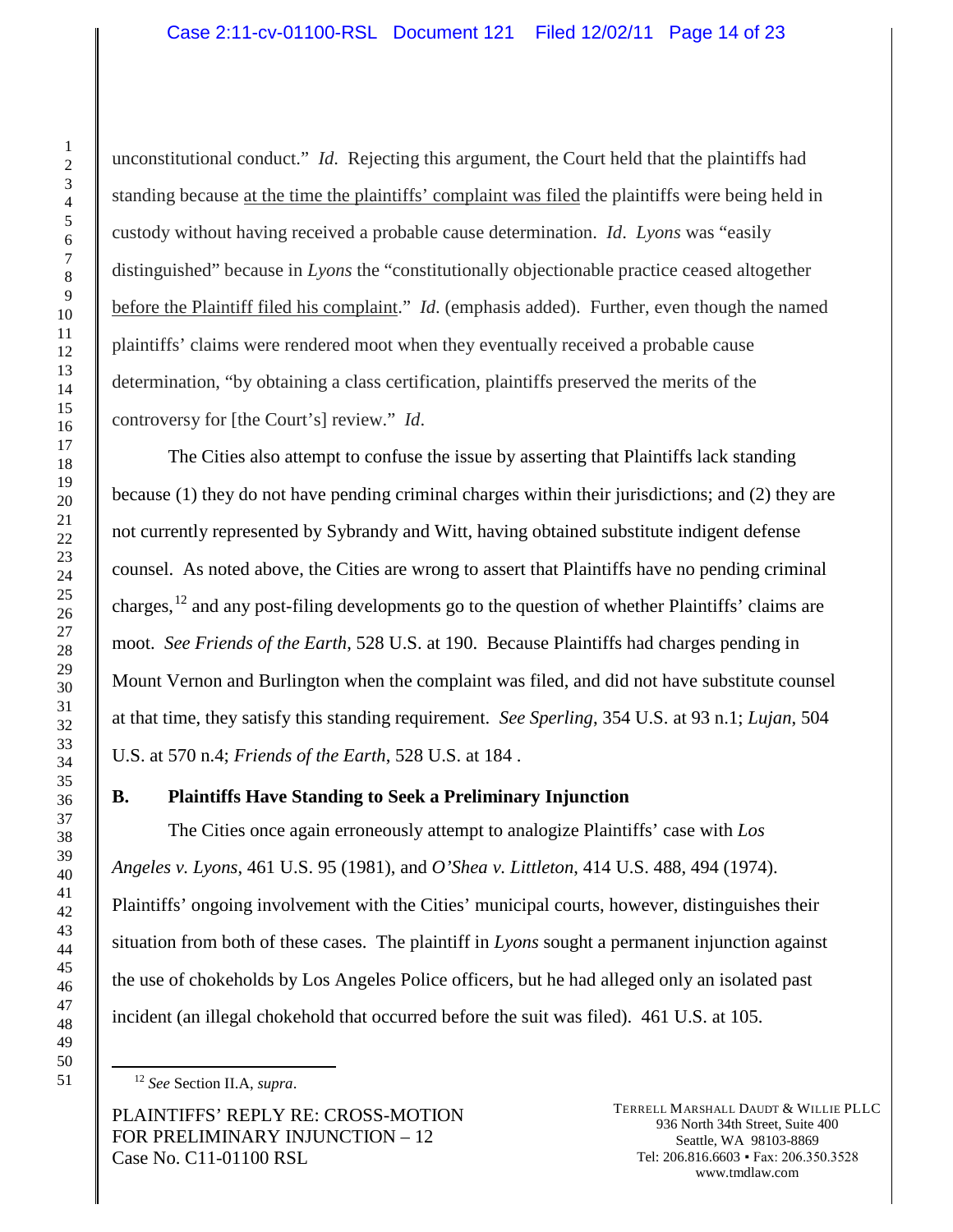unconstitutional conduct." *Id*. Rejecting this argument, the Court held that the plaintiffs had standing because <u>at the time the plaintiffs' complaint was filed</u> the plaintiffs were being held in custody without having received a probable cause determination. *Id*. *Lyons* was "easily distinguished" because in *Lyons* the "constitutionally objectionable practice ceased altogether <u>before the Plaintiff filed his complaint</u>." *Id*. (emphasis added). Further, even though the named plaintiffs' claims were rendered moot when they eventually received a probable cause determination, "by obtaining a class certification, plaintiffs preserved the merits of the controversy for [the Court's] review." *Id*.

The Cities also attempt to confuse the issue by asserting that Plaintiffs lack standing because (1) they do not have pending criminal charges within their jurisdictions; and (2) they are not currently represented by Sybrandy and Witt, having obtained substitute indigent defense counsel. As noted above, the Cities are wrong to assert that Plaintiffs have no pending criminal charges,[12] and any post-filing developments go to the question of whether Plaintiffs' claims are moot. *See Friends of the Earth*, 528 U.S. at 190. Because Plaintiffs had charges pending in Mount Vernon and Burlington when the complaint was filed, and did not have substitute counsel at that time, they satisfy this standing requirement. *See Sperling*, 354 U.S. at 93 n.1; *Lujan*, 504 U.S. at 570 n.4; *Friends of the Earth*, 528 U.S. at 184 .

## B. Plaintiffs Have Standing to Seek a Preliminary Injunction

The Cities once again erroneously attempt to analogize Plaintiffs' case with *Los Angeles v. Lyons*, 461 U.S. 95 (1981), and *O'Shea v. Littleton*, 414 U.S. 488, 494 (1974). Plaintiffs' ongoing involvement with the Cities' municipal courts, however, distinguishes their situation from both of these cases. The plaintiff in *Lyons* sought a permanent injunction against the use of chokeholds by Los Angeles Police officers, but he had alleged only an isolated past incident (an illegal chokehold that occurred before the suit was filed). 461 U.S. at 105.

[12] *See* Section II.A, *supra*.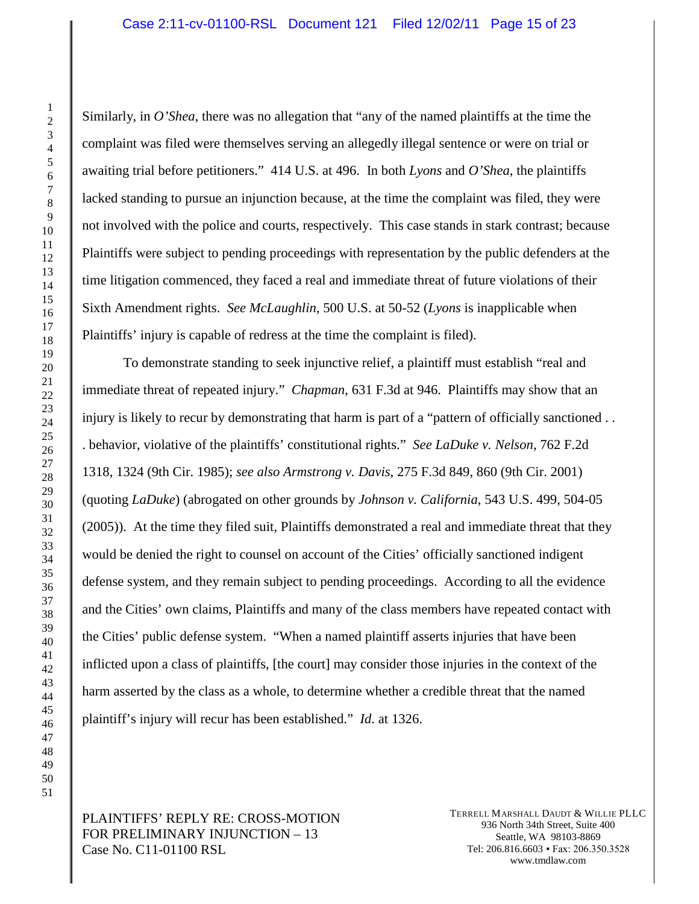Similarly, in *O'Shea*, there was no allegation that "any of the named plaintiffs at the time the complaint was filed were themselves serving an allegedly illegal sentence or were on trial or awaiting trial before petitioners." 414 U.S. at 496. In both *Lyons* and *O'Shea*, the plaintiffs lacked standing to pursue an injunction because, at the time the complaint was filed, they were not involved with the police and courts, respectively. This case stands in stark contrast; because Plaintiffs were subject to pending proceedings with representation by the public defenders at the time litigation commenced, they faced a real and immediate threat of future violations of their Sixth Amendment rights. *See McLaughlin*, 500 U.S. at 50-52 (*Lyons* is inapplicable when Plaintiffs' injury is capable of redress at the time the complaint is filed).

To demonstrate standing to seek injunctive relief, a plaintiff must establish "real and immediate threat of repeated injury." *Chapman*, 631 F.3d at 946. Plaintiffs may show that an injury is likely to recur by demonstrating that harm is part of a "pattern of officially sanctioned . . . behavior, violative of the plaintiffs' constitutional rights." *See LaDuke v. Nelson*, 762 F.2d 1318, 1324 (9th Cir. 1985); *see also Armstrong v. Davis*, 275 F.3d 849, 860 (9th Cir. 2001) (quoting *LaDuke*) (abrogated on other grounds by *Johnson v. California*, 543 U.S. 499, 504-05 (2005)). At the time they filed suit, Plaintiffs demonstrated a real and immediate threat that they would be denied the right to counsel on account of the Cities' officially sanctioned indigent defense system, and they remain subject to pending proceedings. According to all the evidence and the Cities' own claims, Plaintiffs and many of the class members have repeated contact with the Cities' public defense system. "When a named plaintiff asserts injuries that have been inflicted upon a class of plaintiffs, [the court] may consider those injuries in the context of the harm asserted by the class as a whole, to determine whether a credible threat that the named plaintiff's injury will recur has been established." *Id.* at 1326.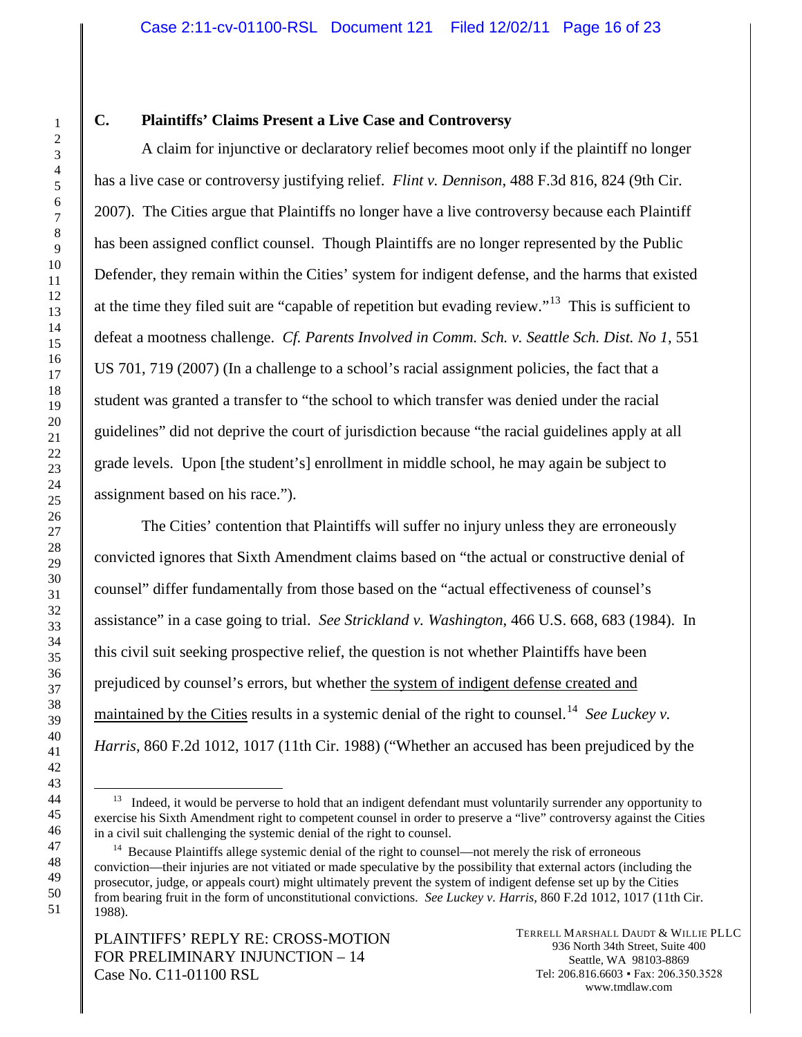### C. Plaintiffs' Claims Present a Live Case and Controversy

A claim for injunctive or declaratory relief becomes moot only if the plaintiff no longer has a live case or controversy justifying relief. *Flint v. Dennison*, 488 F.3d 816, 824 (9th Cir. 2007). The Cities argue that Plaintiffs no longer have a live controversy because each Plaintiff has been assigned conflict counsel. Though Plaintiffs are no longer represented by the Public Defender, they remain within the Cities' system for indigent defense, and the harms that existed at the time they filed suit are "capable of repetition but evading review."[13] This is sufficient to defeat a mootness challenge. *Cf. Parents Involved in Comm. Sch. v. Seattle Sch. Dist. No 1*, 551 US 701, 719 (2007) (In a challenge to a school's racial assignment policies, the fact that a student was granted a transfer to "the school to which transfer was denied under the racial guidelines" did not deprive the court of jurisdiction because "the racial guidelines apply at all grade levels. Upon [the student's] enrollment in middle school, he may again be subject to assignment based on his race.").

The Cities' contention that Plaintiffs will suffer no injury unless they are erroneously convicted ignores that Sixth Amendment claims based on "the actual or constructive denial of counsel" differ fundamentally from those based on the "actual effectiveness of counsel's assistance" in a case going to trial. *See Strickland v. Washington*, 466 U.S. 668, 683 (1984). In this civil suit seeking prospective relief, the question is not whether Plaintiffs have been prejudiced by counsel's errors, but whether <u>the system of indigent defense created and maintained by the Cities</u> results in a systemic denial of the right to counsel.[14] *See Luckey v. Harris*, 860 F.2d 1012, 1017 (11th Cir. 1988) ("Whether an accused has been prejudiced by the

---

[13] Indeed, it would be perverse to hold that an indigent defendant must voluntarily surrender any opportunity to exercise his Sixth Amendment right to competent counsel in order to preserve a "live" controversy against the Cities in a civil suit challenging the systemic denial of the right to counsel.

[14] Because Plaintiffs allege systemic denial of the right to counsel—not merely the risk of erroneous conviction—their injuries are not vitiated or made speculative by the possibility that external actors (including the prosecutor, judge, or appeals court) might ultimately prevent the system of indigent defense set up by the Cities from bearing fruit in the form of unconstitutional convictions. *See Luckey v. Harris*, 860 F.2d 1012, 1017 (11th Cir. 1988).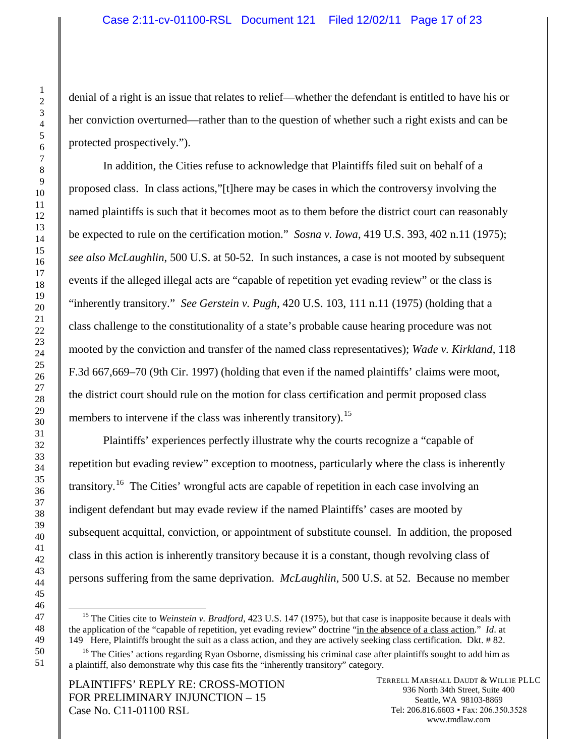denial of a right is an issue that relates to relief—whether the defendant is entitled to have his or her conviction overturned—rather than to the question of whether such a right exists and can be protected prospectively.").

In addition, the Cities refuse to acknowledge that Plaintiffs filed suit on behalf of a proposed class. In class actions,"[t]here may be cases in which the controversy involving the named plaintiffs is such that it becomes moot as to them before the district court can reasonably be expected to rule on the certification motion." *Sosna v. Iowa*, 419 U.S. 393, 402 n.11 (1975); *see also McLaughlin*, 500 U.S. at 50-52. In such instances, a case is not mooted by subsequent events if the alleged illegal acts are "capable of repetition yet evading review" or the class is "inherently transitory." *See Gerstein v. Pugh*, 420 U.S. 103, 111 n.11 (1975) (holding that a class challenge to the constitutionality of a state's probable cause hearing procedure was not mooted by the conviction and transfer of the named class representatives); *Wade v. Kirkland*, 118 F.3d 667,669–70 (9th Cir. 1997) (holding that even if the named plaintiffs' claims were moot, the district court should rule on the motion for class certification and permit proposed class members to intervene if the class was inherently transitory).[15]

Plaintiffs' experiences perfectly illustrate why the courts recognize a "capable of repetition but evading review" exception to mootness, particularly where the class is inherently transitory.[16] The Cities' wrongful acts are capable of repetition in each case involving an indigent defendant but may evade review if the named Plaintiffs' cases are mooted by subsequent acquittal, conviction, or appointment of substitute counsel. In addition, the proposed class in this action is inherently transitory because it is a constant, though revolving class of persons suffering from the same deprivation. *McLaughlin*, 500 U.S. at 52. Because no member

---

[15] The Cities cite to *Weinstein v. Bradford*, 423 U.S. 147 (1975), but that case is inapposite because it deals with the application of the "capable of repetition, yet evading review" doctrine "in the absence of a class action." *Id*. at 149 Here, Plaintiffs brought the suit as a class action, and they are actively seeking class certification. Dkt. # 82.

[16] The Cities' actions regarding Ryan Osborne, dismissing his criminal case after plaintiffs sought to add him as a plaintiff, also demonstrate why this case fits the "inherently transitory" category.

PLAINTIFFS' REPLY RE: CROSS-MOTION FOR PRELIMINARY INJUNCTION – 15
Case No. C11-01100 RSL

TERRELL MARSHALL DAUDT & WILLIE PLLC
936 North 34th Street, Suite 400
Seattle, WA 98103-8869
Tel: 206.816.6603 ▪ Fax: 206.350.3528
www.tmdlaw.com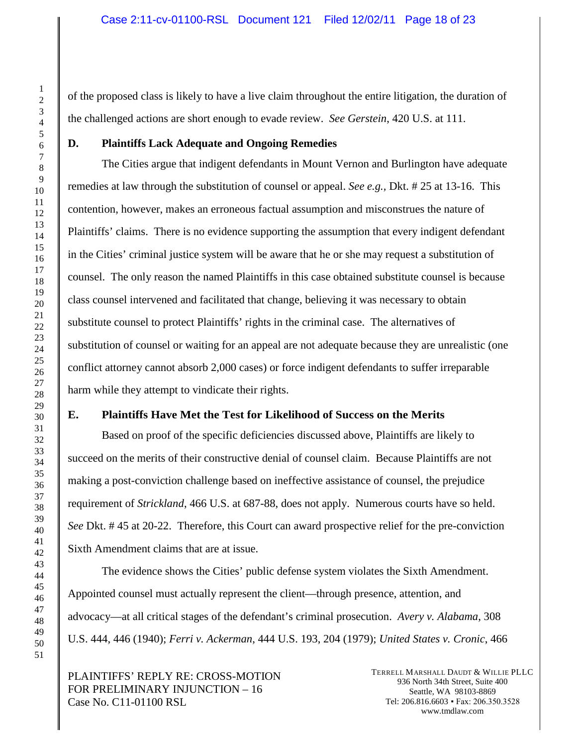of the proposed class is likely to have a live claim throughout the entire litigation, the duration of the challenged actions are short enough to evade review. *See Gerstein*, 420 U.S. at 111.

### D. Plaintiffs Lack Adequate and Ongoing Remedies

The Cities argue that indigent defendants in Mount Vernon and Burlington have adequate remedies at law through the substitution of counsel or appeal. *See e.g.,* Dkt. # 25 at 13-16. This contention, however, makes an erroneous factual assumption and misconstrues the nature of Plaintiffs' claims. There is no evidence supporting the assumption that every indigent defendant in the Cities' criminal justice system will be aware that he or she may request a substitution of counsel. The only reason the named Plaintiffs in this case obtained substitute counsel is because class counsel intervened and facilitated that change, believing it was necessary to obtain substitute counsel to protect Plaintiffs' rights in the criminal case. The alternatives of substitution of counsel or waiting for an appeal are not adequate because they are unrealistic (one conflict attorney cannot absorb 2,000 cases) or force indigent defendants to suffer irreparable harm while they attempt to vindicate their rights.

### E. Plaintiffs Have Met the Test for Likelihood of Success on the Merits

Based on proof of the specific deficiencies discussed above, Plaintiffs are likely to succeed on the merits of their constructive denial of counsel claim. Because Plaintiffs are not making a post-conviction challenge based on ineffective assistance of counsel, the prejudice requirement of *Strickland*, 466 U.S. at 687-88, does not apply. Numerous courts have so held. *See* Dkt. # 45 at 20-22. Therefore, this Court can award prospective relief for the pre-conviction Sixth Amendment claims that are at issue.

The evidence shows the Cities' public defense system violates the Sixth Amendment. Appointed counsel must actually represent the client—through presence, attention, and advocacy—at all critical stages of the defendant's criminal prosecution. *Avery v. Alabama*, 308 U.S. 444, 446 (1940); *Ferri v. Ackerman*, 444 U.S. 193, 204 (1979); *United States v. Cronic*, 466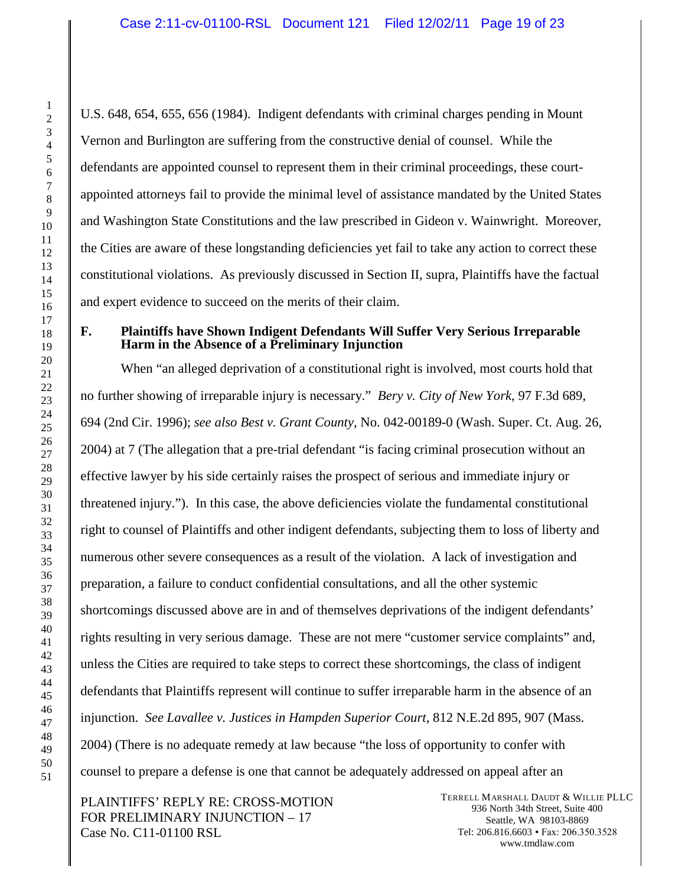U.S. 648, 654, 655, 656 (1984). Indigent defendants with criminal charges pending in Mount Vernon and Burlington are suffering from the constructive denial of counsel. While the defendants are appointed counsel to represent them in their criminal proceedings, these court-appointed attorneys fail to provide the minimal level of assistance mandated by the United States and Washington State Constitutions and the law prescribed in Gideon v. Wainwright. Moreover, the Cities are aware of these longstanding deficiencies yet fail to take any action to correct these constitutional violations. As previously discussed in Section II, supra, Plaintiffs have the factual and expert evidence to succeed on the merits of their claim.

### F. Plaintiffs have Shown Indigent Defendants Will Suffer Very Serious Irreparable Harm in the Absence of a Preliminary Injunction

When "an alleged deprivation of a constitutional right is involved, most courts hold that no further showing of irreparable injury is necessary." *Bery v. City of New York*, 97 F.3d 689, 694 (2nd Cir. 1996); *see also Best v. Grant County*, No. 042-00189-0 (Wash. Super. Ct. Aug. 26, 2004) at 7 (The allegation that a pre-trial defendant "is facing criminal prosecution without an effective lawyer by his side certainly raises the prospect of serious and immediate injury or threatened injury."). In this case, the above deficiencies violate the fundamental constitutional right to counsel of Plaintiffs and other indigent defendants, subjecting them to loss of liberty and numerous other severe consequences as a result of the violation. A lack of investigation and preparation, a failure to conduct confidential consultations, and all the other systemic shortcomings discussed above are in and of themselves deprivations of the indigent defendants' rights resulting in very serious damage. These are not mere "customer service complaints" and, unless the Cities are required to take steps to correct these shortcomings, the class of indigent defendants that Plaintiffs represent will continue to suffer irreparable harm in the absence of an injunction. *See Lavallee v. Justices in Hampden Superior Court*, 812 N.E.2d 895, 907 (Mass. 2004) (There is no adequate remedy at law because "the loss of opportunity to confer with counsel to prepare a defense is one that cannot be adequately addressed on appeal after an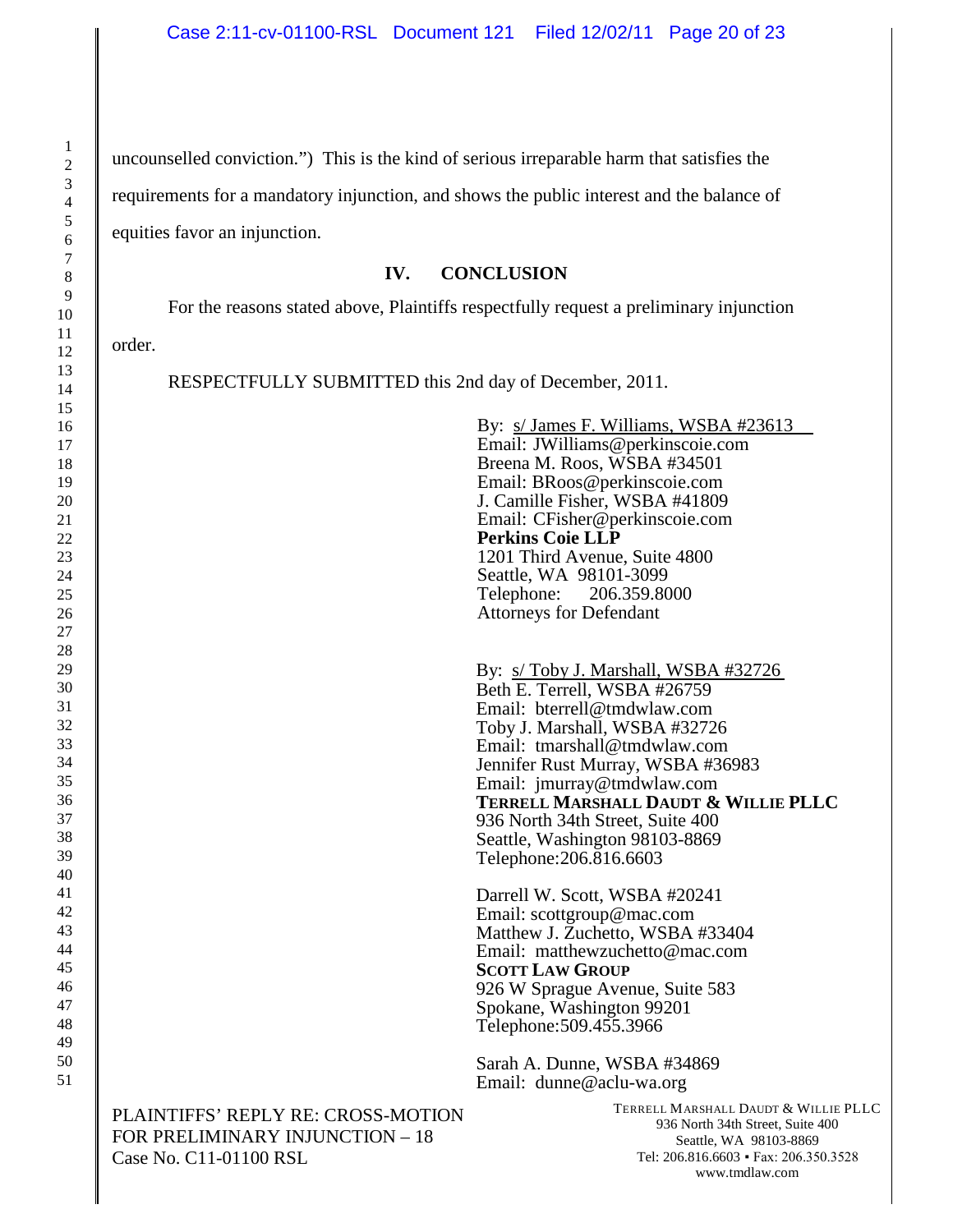uncounselled conviction.") This is the kind of serious irreparable harm that satisfies the requirements for a mandatory injunction, and shows the public interest and the balance of equities favor an injunction.

## IV. CONCLUSION

For the reasons stated above, Plaintiffs respectfully request a preliminary injunction order.

RESPECTFULLY SUBMITTED this 2nd day of December, 2011.

By: s/ James F. Williams, WSBA #23613
Email: JWilliams@perkinscoie.com
Breena M. Roos, WSBA #34501
Email: BRoos@perkinscoie.com
J. Camille Fisher, WSBA #41809
Email: CFisher@perkinscoie.com
**Perkins Coie LLP**
1201 Third Avenue, Suite 4800
Seattle, WA 98101-3099
Telephone: 206.359.8000
Attorneys for Defendant

By: s/ Toby J. Marshall, WSBA #32726
Beth E. Terrell, WSBA #26759
Email: bterrell@tmdwlaw.com
Toby J. Marshall, WSBA #32726
Email: tmarshall@tmdwlaw.com
Jennifer Rust Murray, WSBA #36983
Email: jmurray@tmdwlaw.com
**TERRELL MARSHALL DAUDT & WILLIE PLLC**
936 North 34th Street, Suite 400
Seattle, Washington 98103-8869
Telephone:206.816.6603

Darrell W. Scott, WSBA #20241
Email: scottgroup@mac.com
Matthew J. Zuchetto, WSBA #33404
Email: matthewzuchetto@mac.com
**SCOTT LAW GROUP**
926 W Sprague Avenue, Suite 583
Spokane, Washington 99201
Telephone:509.455.3966

Sarah A. Dunne, WSBA #34869
Email: dunne@aclu-wa.org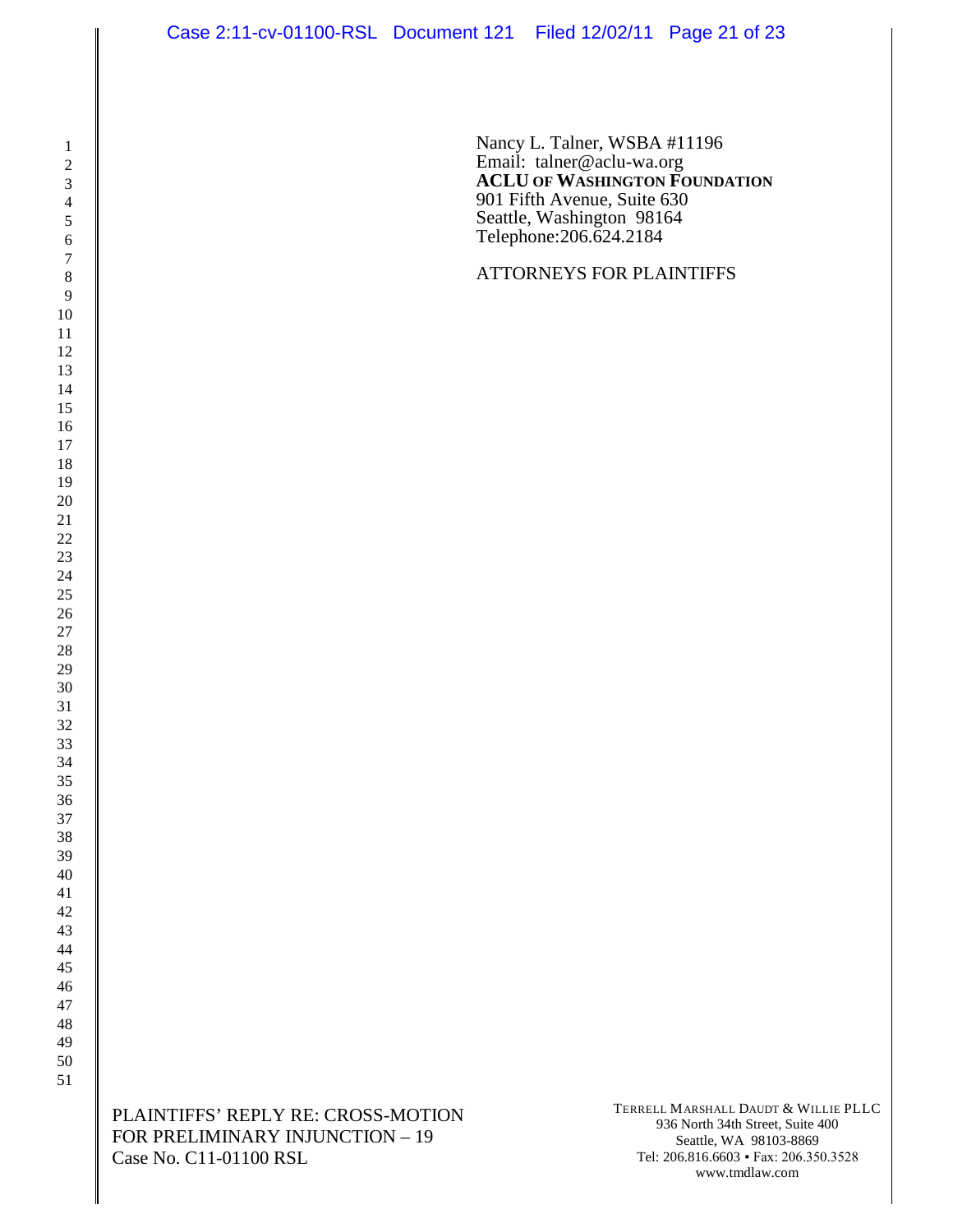Nancy L. Talner, WSBA #11196
Email: talner@aclu-wa.org
**ACLU OF WASHINGTON FOUNDATION**
901 Fifth Avenue, Suite 630
Seattle, Washington 98164
Telephone:206.624.2184

ATTORNEYS FOR PLAINTIFFS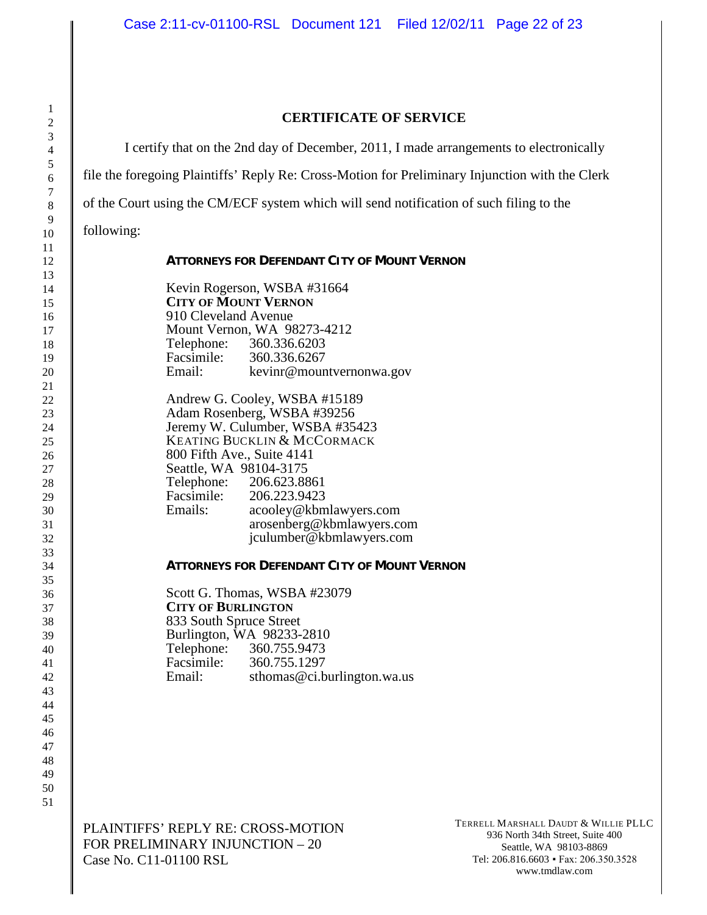## CERTIFICATE OF SERVICE

I certify that on the 2nd day of December, 2011, I made arrangements to electronically file the foregoing Plaintiffs' Reply Re: Cross-Motion for Preliminary Injunction with the Clerk of the Court using the CM/ECF system which will send notification of such filing to the following:

**ATTORNEYS FOR DEFENDANT CITY OF MOUNT VERNON**

Kevin Rogerson, WSBA #31664
**CITY OF MOUNT VERNON**
910 Cleveland Avenue
Mount Vernon, WA 98273-4212
Telephone: 360.336.6203
Facsimile: 360.336.6267
Email: kevinr@mountvernonwa.gov

Andrew G. Cooley, WSBA #15189
Adam Rosenberg, WSBA #39256
Jeremy W. Culumber, WSBA #35423
KEATING BUCKLIN & MCCORMACK
800 Fifth Ave., Suite 4141
Seattle, WA 98104-3175
Telephone: 206.623.8861
Facsimile: 206.223.9423
Emails: acooley@kbmlawyers.com
arosenberg@kbmlawyers.com
jculumber@kbmlawyers.com

**ATTORNEYS FOR DEFENDANT CITY OF MOUNT VERNON**

Scott G. Thomas, WSBA #23079
**CITY OF BURLINGTON**
833 South Spruce Street
Burlington, WA 98233-2810
Telephone: 360.755.9473
Facsimile: 360.755.1297
Email: sthomas@ci.burlington.wa.us

PLAINTIFFS' REPLY RE: CROSS-MOTION FOR PRELIMINARY INJUNCTION – 20
Case No. C11-01100 RSL

TERRELL MARSHALL DAUDT & WILLIE PLLC
936 North 34th Street, Suite 400
Seattle, WA 98103-8869
Tel: 206.816.6603 ▪ Fax: 206.350.3528
www.tmdlaw.com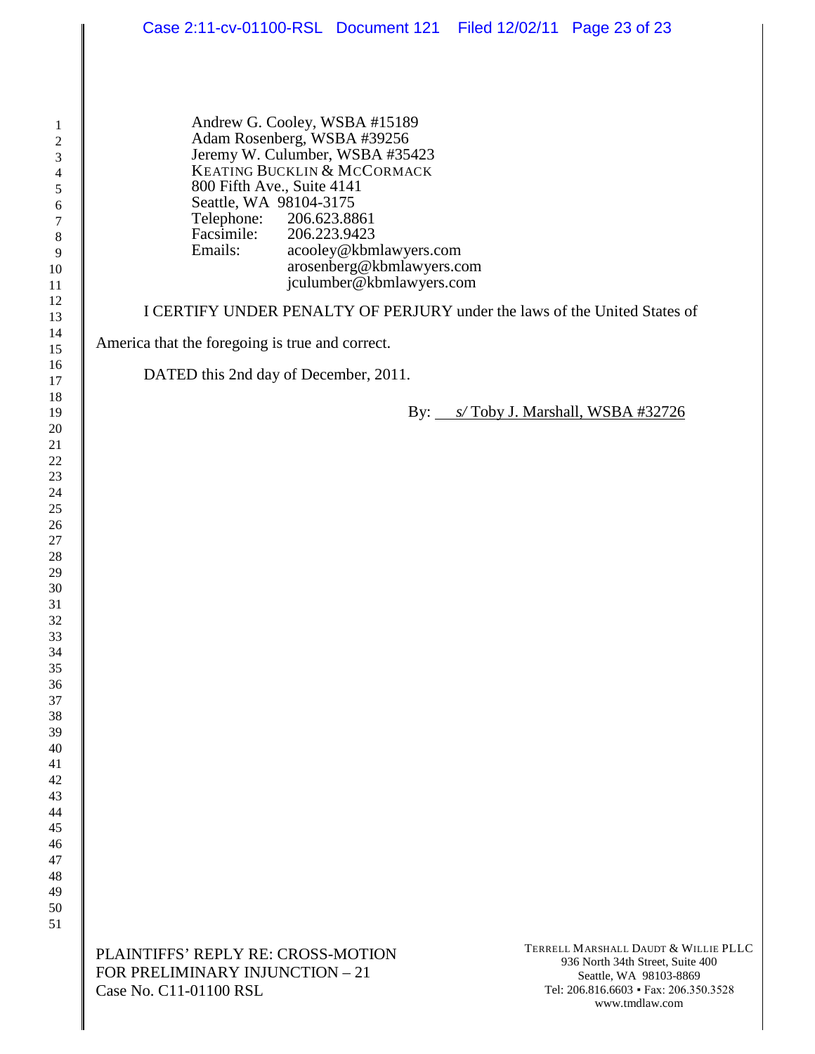Andrew G. Cooley, WSBA #15189
Adam Rosenberg, WSBA #39256
Jeremy W. Culumber, WSBA #35423
KEATING BUCKLIN & MCCORMACK
800 Fifth Ave., Suite 4141
Seattle, WA 98104-3175
Telephone: 206.623.8861
Facsimile: 206.223.9423
Emails: acooley@kbmlawyers.com
arosenberg@kbmlawyers.com
jculumber@kbmlawyers.com

I CERTIFY UNDER PENALTY OF PERJURY under the laws of the United States of America that the foregoing is true and correct.

DATED this 2nd day of December, 2011.

By: *s/* Toby J. Marshall, WSBA #32726

PLAINTIFFS' REPLY RE: CROSS-MOTION FOR PRELIMINARY INJUNCTION – 21
Case No. C11-01100 RSL

TERRELL MARSHALL DAUDT & WILLIE PLLC
936 North 34th Street, Suite 400
Seattle, WA 98103-8869
Tel: 206.816.6603 ▪ Fax: 206.350.3528
www.tmdlaw.com